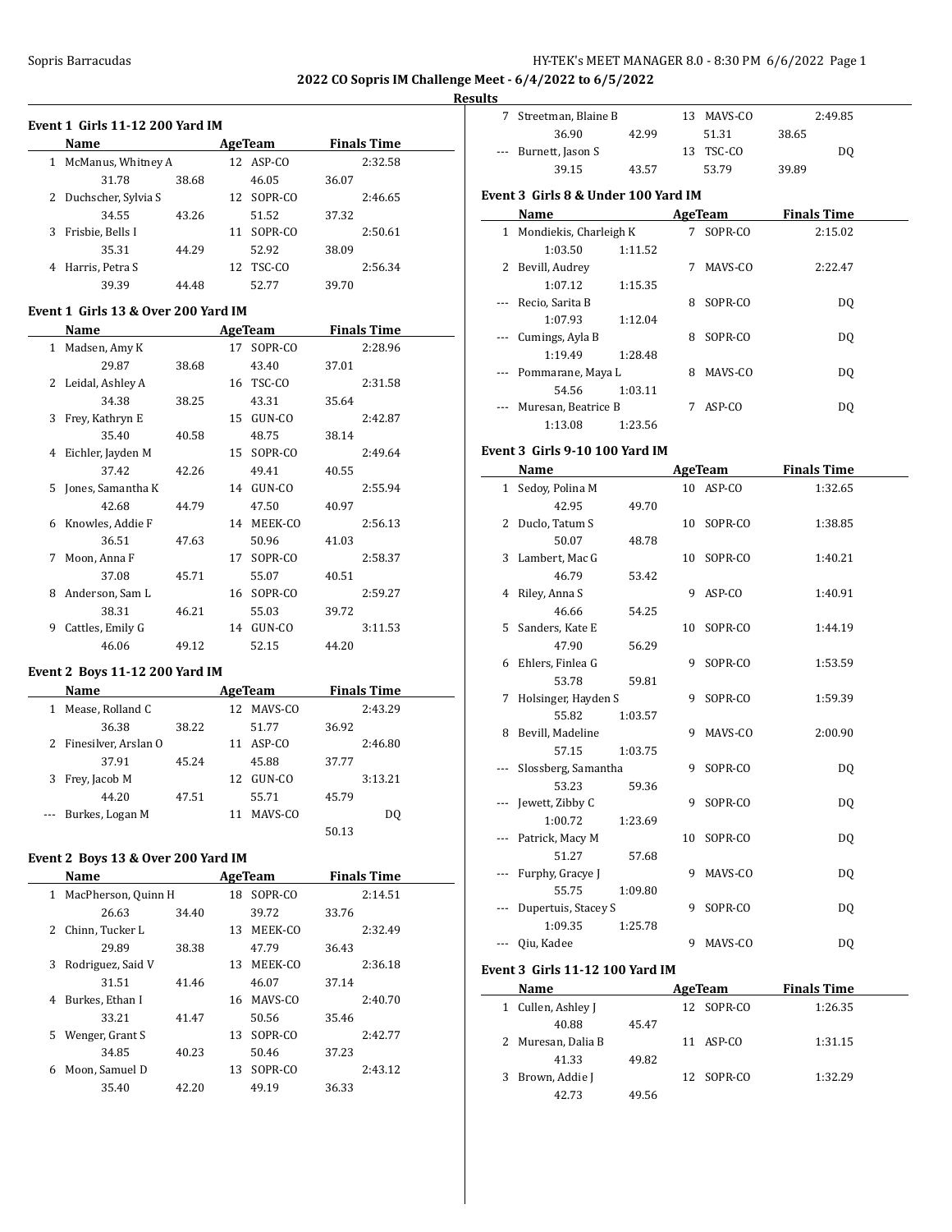**2022 CO Sopris IM Challenge Meet - 6/4/2022 to 6/5/2022**

**Results**

### Event 1 Girls 11-12 200 Yard IM

| | Name | Age | Team | Finals Time |
|---|---|---|---|---|
| 1 | McManus, Whitney A | 12 | ASP-CO | 2:32.58 |
| | 31.78 38.68 46.05 36.07 | | | |
| 2 | Duchscher, Sylvia S | 12 | SOPR-CO | 2:46.65 |
| | 34.55 43.26 51.52 37.32 | | | |
| 3 | Frisbie, Bells I | 11 | SOPR-CO | 2:50.61 |
| | 35.31 44.29 52.92 38.09 | | | |
| 4 | Harris, Petra S | 12 | TSC-CO | 2:56.34 |
| | 39.39 44.48 52.77 39.70 | | | |

### Event 1 Girls 13 & Over 200 Yard IM

| | Name | Age | Team | Finals Time |
|---|---|---|---|---|
| 1 | Madsen, Amy K | 17 | SOPR-CO | 2:28.96 |
| | 29.87 38.68 43.40 37.01 | | | |
| 2 | Leidal, Ashley A | 16 | TSC-CO | 2:31.58 |
| | 34.38 38.25 43.31 35.64 | | | |
| 3 | Frey, Kathryn E | 15 | GUN-CO | 2:42.87 |
| | 35.40 40.58 48.75 38.14 | | | |
| 4 | Eichler, Jayden M | 15 | SOPR-CO | 2:49.64 |
| | 37.42 42.26 49.41 40.55 | | | |
| 5 | Jones, Samantha K | 14 | GUN-CO | 2:55.94 |
| | 42.68 44.79 47.50 40.97 | | | |
| 6 | Knowles, Addie F | 14 | MEEK-CO | 2:56.13 |
| | 36.51 47.63 50.96 41.03 | | | |
| 7 | Moon, Anna F | 17 | SOPR-CO | 2:58.37 |
| | 37.08 45.71 55.07 40.51 | | | |
| 8 | Anderson, Sam L | 16 | SOPR-CO | 2:59.27 |
| | 38.31 46.21 55.03 39.72 | | | |
| 9 | Cattles, Emily G | 14 | GUN-CO | 3:11.53 |
| | 46.06 49.12 52.15 44.20 | | | |

### Event 2 Boys 11-12 200 Yard IM

| | Name | Age | Team | Finals Time |
|---|---|---|---|---|
| 1 | Mease, Rolland C | 12 | MAVS-CO | 2:43.29 |
| | 36.38 38.22 51.77 36.92 | | | |
| 2 | Finesilver, Arslan O | 11 | ASP-CO | 2:46.80 |
| | 37.91 45.24 45.88 37.77 | | | |
| 3 | Frey, Jacob M | 12 | GUN-CO | 3:13.21 |
| | 44.20 47.51 55.71 45.79 | | | |
| --- | Burkes, Logan M | 11 | MAVS-CO | DQ |
| | 50.13 | | | |

### Event 2 Boys 13 & Over 200 Yard IM

| | Name | Age | Team | Finals Time |
|---|---|---|---|---|
| 1 | MacPherson, Quinn H | 18 | SOPR-CO | 2:14.51 |
| | 26.63 34.40 39.72 33.76 | | | |
| 2 | Chinn, Tucker L | 13 | MEEK-CO | 2:32.49 |
| | 29.89 38.38 47.79 36.43 | | | |
| 3 | Rodriguez, Said V | 13 | MEEK-CO | 2:36.18 |
| | 31.51 41.46 46.07 37.14 | | | |
| 4 | Burkes, Ethan I | 16 | MAVS-CO | 2:40.70 |
| | 33.21 41.47 50.56 35.46 | | | |
| 5 | Wenger, Grant S | 13 | SOPR-CO | 2:42.77 |
| | 34.85 40.23 50.46 37.23 | | | |
| 6 | Moon, Samuel D | 13 | SOPR-CO | 2:43.12 |
| | 35.40 42.20 49.19 36.33 | | | |
| 7 | Streetman, Blaine B | 13 | MAVS-CO | 2:49.85 |
| | 36.90 42.99 51.31 38.65 | | | |
| --- | Burnett, Jason S | 13 | TSC-CO | DQ |
| | 39.15 43.57 53.79 39.89 | | | |

### Event 3 Girls 8 & Under 100 Yard IM

| | Name | Age | Team | Finals Time |
|---|---|---|---|---|
| 1 | Mondiekis, Charleigh K | 7 | SOPR-CO | 2:15.02 |
| | 1:03.50 1:11.52 | | | |
| 2 | Bevill, Audrey | 7 | MAVS-CO | 2:22.47 |
| | 1:07.12 1:15.35 | | | |
| --- | Recio, Sarita B | 8 | SOPR-CO | DQ |
| | 1:07.93 1:12.04 | | | |
| --- | Cumings, Ayla B | 8 | SOPR-CO | DQ |
| | 1:19.49 1:28.48 | | | |
| --- | Pommarane, Maya L | 8 | MAVS-CO | DQ |
| | 54.56 1:03.11 | | | |
| --- | Muresan, Beatrice B | 7 | ASP-CO | DQ |
| | 1:13.08 1:23.56 | | | |

### Event 3 Girls 9-10 100 Yard IM

| | Name | Age | Team | Finals Time |
|---|---|---|---|---|
| 1 | Sedoy, Polina M | 10 | ASP-CO | 1:32.65 |
| | 42.95 49.70 | | | |
| 2 | Duclo, Tatum S | 10 | SOPR-CO | 1:38.85 |
| | 50.07 48.78 | | | |
| 3 | Lambert, Mac G | 10 | SOPR-CO | 1:40.21 |
| | 46.79 53.42 | | | |
| 4 | Riley, Anna S | 9 | ASP-CO | 1:40.91 |
| | 46.66 54.25 | | | |
| 5 | Sanders, Kate E | 10 | SOPR-CO | 1:44.19 |
| | 47.90 56.29 | | | |
| 6 | Ehlers, Finlea G | 9 | SOPR-CO | 1:53.59 |
| | 53.78 59.81 | | | |
| 7 | Holsinger, Hayden S | 9 | SOPR-CO | 1:59.39 |
| | 55.82 1:03.57 | | | |
| 8 | Bevill, Madeline | 9 | MAVS-CO | 2:00.90 |
| | 57.15 1:03.75 | | | |
| --- | Slossberg, Samantha | 9 | SOPR-CO | DQ |
| | 53.23 59.36 | | | |
| --- | Jewett, Zibby C | 9 | SOPR-CO | DQ |
| | 1:00.72 1:23.69 | | | |
| --- | Patrick, Macy M | 10 | SOPR-CO | DQ |
| | 51.27 57.68 | | | |
| --- | Furphy, Gracye J | 9 | MAVS-CO | DQ |
| | 55.75 1:09.80 | | | |
| --- | Dupertuis, Stacey S | 9 | SOPR-CO | DQ |
| | 1:09.35 1:25.78 | | | |
| --- | Qiu, Kadee | 9 | MAVS-CO | DQ |

### Event 3 Girls 11-12 100 Yard IM

| | Name | Age | Team | Finals Time |
|---|---|---|---|---|
| 1 | Cullen, Ashley J | 12 | SOPR-CO | 1:26.35 |
| | 40.88 45.47 | | | |
| 2 | Muresan, Dalia B | 11 | ASP-CO | 1:31.15 |
| | 41.33 49.82 | | | |
| 3 | Brown, Addie J | 12 | SOPR-CO | 1:32.29 |
| | 42.73 49.56 | | | |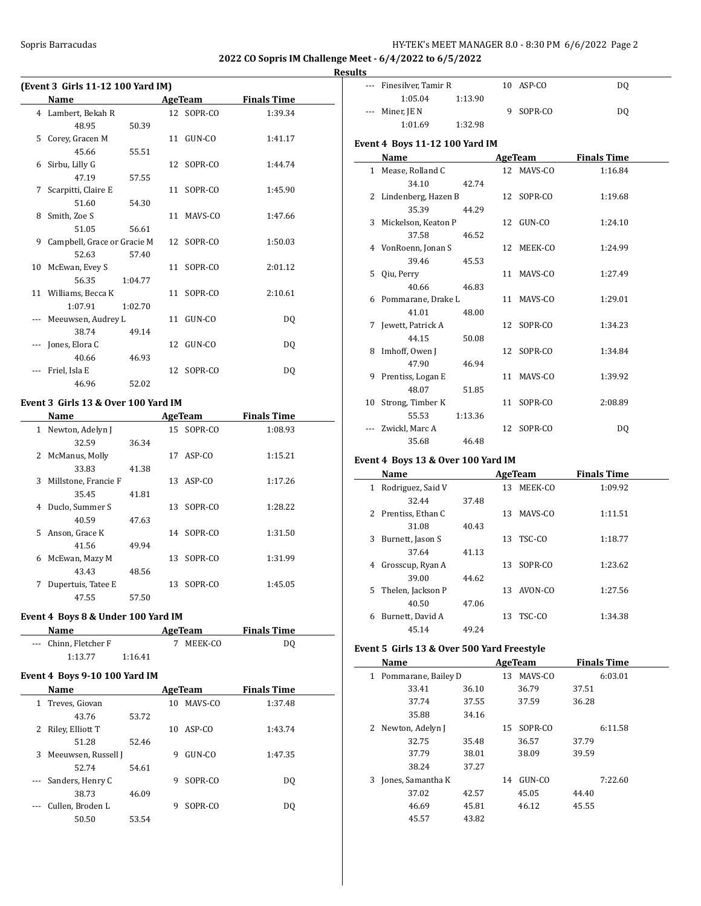**2022 CO Sopris IM Challenge Meet - 6/4/2022 to 6/5/2022**

**Results**

### (Event 3 Girls 11-12 100 Yard IM)

| | Name | Age | Team | Finals Time |
|---|---|---|---|---|
| 4 | Lambert, Bekah R | 12 | SOPR-CO | 1:39.34 |
| | 48.95 &nbsp; 50.39 | | | |
| 5 | Corey, Gracen M | 11 | GUN-CO | 1:41.17 |
| | 45.66 &nbsp; 55.51 | | | |
| 6 | Sirbu, Lilly G | 12 | SOPR-CO | 1:44.74 |
| | 47.19 &nbsp; 57.55 | | | |
| 7 | Scarpitti, Claire E | 11 | SOPR-CO | 1:45.90 |
| | 51.60 &nbsp; 54.30 | | | |
| 8 | Smith, Zoe S | 11 | MAVS-CO | 1:47.66 |
| | 51.05 &nbsp; 56.61 | | | |
| 9 | Campbell, Grace or Gracie M | 12 | SOPR-CO | 1:50.03 |
| | 52.63 &nbsp; 57.40 | | | |
| 10 | McEwan, Evey S | 11 | SOPR-CO | 2:01.12 |
| | 56.35 &nbsp; 1:04.77 | | | |
| 11 | Williams, Becca K | 11 | SOPR-CO | 2:10.61 |
| | 1:07.91 &nbsp; 1:02.70 | | | |
| --- | Meeuwsen, Audrey L | 11 | GUN-CO | DQ |
| | 38.74 &nbsp; 49.14 | | | |
| --- | Jones, Elora C | 12 | GUN-CO | DQ |
| | 40.66 &nbsp; 46.93 | | | |
| --- | Friel, Isla E | 12 | SOPR-CO | DQ |
| | 46.96 &nbsp; 52.02 | | | |

### Event 3 Girls 13 & Over 100 Yard IM

| | Name | Age | Team | Finals Time |
|---|---|---|---|---|
| 1 | Newton, Adelyn J | 15 | SOPR-CO | 1:08.93 |
| | 32.59 &nbsp; 36.34 | | | |
| 2 | McManus, Molly | 17 | ASP-CO | 1:15.21 |
| | 33.83 &nbsp; 41.38 | | | |
| 3 | Millstone, Francie F | 13 | ASP-CO | 1:17.26 |
| | 35.45 &nbsp; 41.81 | | | |
| 4 | Duclo, Summer S | 13 | SOPR-CO | 1:28.22 |
| | 40.59 &nbsp; 47.63 | | | |
| 5 | Anson, Grace K | 14 | SOPR-CO | 1:31.50 |
| | 41.56 &nbsp; 49.94 | | | |
| 6 | McEwan, Mazy M | 13 | SOPR-CO | 1:31.99 |
| | 43.43 &nbsp; 48.56 | | | |
| 7 | Dupertuis, Tatee E | 13 | SOPR-CO | 1:45.05 |
| | 47.55 &nbsp; 57.50 | | | |

### Event 4 Boys 8 & Under 100 Yard IM

| | Name | Age | Team | Finals Time |
|---|---|---|---|---|
| --- | Chinn, Fletcher F | 7 | MEEK-CO | DQ |
| | 1:13.77 &nbsp; 1:16.41 | | | |

### Event 4 Boys 9-10 100 Yard IM

| | Name | Age | Team | Finals Time |
|---|---|---|---|---|
| 1 | Treves, Giovan | 10 | MAVS-CO | 1:37.48 |
| | 43.76 &nbsp; 53.72 | | | |
| 2 | Riley, Elliott T | 10 | ASP-CO | 1:43.74 |
| | 51.28 &nbsp; 52.46 | | | |
| 3 | Meeuwsen, Russell J | 9 | GUN-CO | 1:47.35 |
| | 52.74 &nbsp; 54.61 | | | |
| --- | Sanders, Henry C | 9 | SOPR-CO | DQ |
| | 38.73 &nbsp; 46.09 | | | |
| --- | Cullen, Broden L | 9 | SOPR-CO | DQ |
| | 50.50 &nbsp; 53.54 | | | |
| --- | Finesilver, Tamir R | 10 | ASP-CO | DQ |
| | 1:05.04 &nbsp; 1:13.90 | | | |
| --- | Miner, JE N | 9 | SOPR-CO | DQ |
| | 1:01.69 &nbsp; 1:32.98 | | | |

### Event 4 Boys 11-12 100 Yard IM

| | Name | Age | Team | Finals Time |
|---|---|---|---|---|
| 1 | Mease, Rolland C | 12 | MAVS-CO | 1:16.84 |
| | 34.10 &nbsp; 42.74 | | | |
| 2 | Lindenberg, Hazen B | 12 | SOPR-CO | 1:19.68 |
| | 35.39 &nbsp; 44.29 | | | |
| 3 | Mickelson, Keaton P | 12 | GUN-CO | 1:24.10 |
| | 37.58 &nbsp; 46.52 | | | |
| 4 | VonRoenn, Jonan S | 12 | MEEK-CO | 1:24.99 |
| | 39.46 &nbsp; 45.53 | | | |
| 5 | Qiu, Perry | 11 | MAVS-CO | 1:27.49 |
| | 40.66 &nbsp; 46.83 | | | |
| 6 | Pommarane, Drake L | 11 | MAVS-CO | 1:29.01 |
| | 41.01 &nbsp; 48.00 | | | |
| 7 | Jewett, Patrick A | 12 | SOPR-CO | 1:34.23 |
| | 44.15 &nbsp; 50.08 | | | |
| 8 | Imhoff, Owen J | 12 | SOPR-CO | 1:34.84 |
| | 47.90 &nbsp; 46.94 | | | |
| 9 | Prentiss, Logan E | 11 | MAVS-CO | 1:39.92 |
| | 48.07 &nbsp; 51.85 | | | |
| 10 | Strong, Timber K | 11 | SOPR-CO | 2:08.89 |
| | 55.53 &nbsp; 1:13.36 | | | |
| --- | Zwickl, Marc A | 12 | SOPR-CO | DQ |
| | 35.68 &nbsp; 46.48 | | | |

### Event 4 Boys 13 & Over 100 Yard IM

| | Name | Age | Team | Finals Time |
|---|---|---|---|---|
| 1 | Rodriguez, Said V | 13 | MEEK-CO | 1:09.92 |
| | 32.44 &nbsp; 37.48 | | | |
| 2 | Prentiss, Ethan C | 13 | MAVS-CO | 1:11.51 |
| | 31.08 &nbsp; 40.43 | | | |
| 3 | Burnett, Jason S | 13 | TSC-CO | 1:18.77 |
| | 37.64 &nbsp; 41.13 | | | |
| 4 | Grosscup, Ryan A | 13 | SOPR-CO | 1:23.62 |
| | 39.00 &nbsp; 44.62 | | | |
| 5 | Thelen, Jackson P | 13 | AVON-CO | 1:27.56 |
| | 40.50 &nbsp; 47.06 | | | |
| 6 | Burnett, David A | 13 | TSC-CO | 1:34.38 |
| | 45.14 &nbsp; 49.24 | | | |

### Event 5 Girls 13 & Over 500 Yard Freestyle

| | Name | Age | Team | Finals Time |
|---|---|---|---|---|
| 1 | Pommarane, Bailey D | 13 | MAVS-CO | 6:03.01 |
| | 33.41 &nbsp; 36.10 &nbsp; 36.79 &nbsp; 37.51 | | | |
| | 37.74 &nbsp; 37.55 &nbsp; 37.59 &nbsp; 36.28 | | | |
| | 35.88 &nbsp; 34.16 | | | |
| 2 | Newton, Adelyn J | 15 | SOPR-CO | 6:11.58 |
| | 32.75 &nbsp; 35.48 &nbsp; 36.57 &nbsp; 37.79 | | | |
| | 37.79 &nbsp; 38.01 &nbsp; 38.09 &nbsp; 39.59 | | | |
| | 38.24 &nbsp; 37.27 | | | |
| 3 | Jones, Samantha K | 14 | GUN-CO | 7:22.60 |
| | 37.02 &nbsp; 42.57 &nbsp; 45.05 &nbsp; 44.40 | | | |
| | 46.69 &nbsp; 45.81 &nbsp; 46.12 &nbsp; 45.55 | | | |
| | 45.57 &nbsp; 43.82 | | | |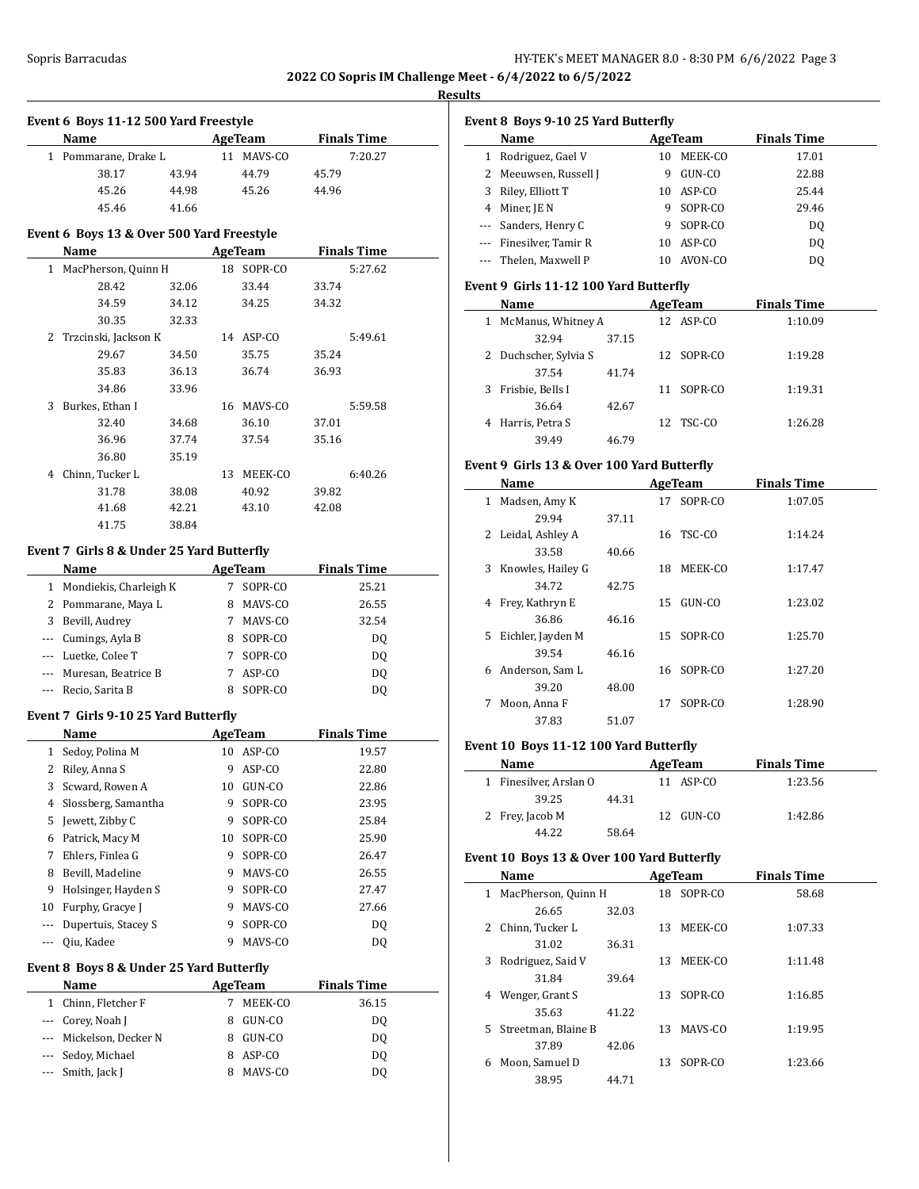## 2022 CO Sopris IM Challenge Meet - 6/4/2022 to 6/5/2022

### Results

#### Event 6 Boys 11-12 500 Yard Freestyle

| | Name | Age | Team | Finals Time |
|---|---|---|---|---|
| 1 | Pommarane, Drake L | 11 | MAVS-CO | 7:20.27 |
| | 38.17 43.94 44.79 45.79 | | | |
| | 45.26 44.98 45.26 44.96 | | | |
| | 45.46 41.66 | | | |

#### Event 6 Boys 13 & Over 500 Yard Freestyle

| | Name | Age | Team | Finals Time |
|---|---|---|---|---|
| 1 | MacPherson, Quinn H | 18 | SOPR-CO | 5:27.62 |
| | 28.42 32.06 33.44 33.74 | | | |
| | 34.59 34.12 34.25 34.32 | | | |
| | 30.35 32.33 | | | |
| 2 | Trzcinski, Jackson K | 14 | ASP-CO | 5:49.61 |
| | 29.67 34.50 35.75 35.24 | | | |
| | 35.83 36.13 36.74 36.93 | | | |
| | 34.86 33.96 | | | |
| 3 | Burkes, Ethan I | 16 | MAVS-CO | 5:59.58 |
| | 32.40 34.68 36.10 37.01 | | | |
| | 36.96 37.74 37.54 35.16 | | | |
| | 36.80 35.19 | | | |
| 4 | Chinn, Tucker L | 13 | MEEK-CO | 6:40.26 |
| | 31.78 38.08 40.92 39.82 | | | |
| | 41.68 42.21 43.10 42.08 | | | |
| | 41.75 38.84 | | | |

#### Event 7 Girls 8 & Under 25 Yard Butterfly

| | Name | Age | Team | Finals Time |
|---|---|---|---|---|
| 1 | Mondiekis, Charleigh K | 7 | SOPR-CO | 25.21 |
| 2 | Pommarane, Maya L | 8 | MAVS-CO | 26.55 |
| 3 | Bevill, Audrey | 7 | MAVS-CO | 32.54 |
| --- | Cumings, Ayla B | 8 | SOPR-CO | DQ |
| --- | Luetke, Colee T | 7 | SOPR-CO | DQ |
| --- | Muresan, Beatrice B | 7 | ASP-CO | DQ |
| --- | Recio, Sarita B | 8 | SOPR-CO | DQ |

#### Event 7 Girls 9-10 25 Yard Butterfly

| | Name | Age | Team | Finals Time |
|---|---|---|---|---|
| 1 | Sedoy, Polina M | 10 | ASP-CO | 19.57 |
| 2 | Riley, Anna S | 9 | ASP-CO | 22.80 |
| 3 | Scward, Rowen A | 10 | GUN-CO | 22.86 |
| 4 | Slossberg, Samantha | 9 | SOPR-CO | 23.95 |
| 5 | Jewett, Zibby C | 9 | SOPR-CO | 25.84 |
| 6 | Patrick, Macy M | 10 | SOPR-CO | 25.90 |
| 7 | Ehlers, Finlea G | 9 | SOPR-CO | 26.47 |
| 8 | Bevill, Madeline | 9 | MAVS-CO | 26.55 |
| 9 | Holsinger, Hayden S | 9 | SOPR-CO | 27.47 |
| 10 | Furphy, Gracye J | 9 | MAVS-CO | 27.66 |
| --- | Dupertuis, Stacey S | 9 | SOPR-CO | DQ |
| --- | Qiu, Kadee | 9 | MAVS-CO | DQ |

#### Event 8 Boys 8 & Under 25 Yard Butterfly

| | Name | Age | Team | Finals Time |
|---|---|---|---|---|
| 1 | Chinn, Fletcher F | 7 | MEEK-CO | 36.15 |
| --- | Corey, Noah J | 8 | GUN-CO | DQ |
| --- | Mickelson, Decker N | 8 | GUN-CO | DQ |
| --- | Sedoy, Michael | 8 | ASP-CO | DQ |
| --- | Smith, Jack J | 8 | MAVS-CO | DQ |

#### Event 8 Boys 9-10 25 Yard Butterfly

| | Name | Age | Team | Finals Time |
|---|---|---|---|---|
| 1 | Rodriguez, Gael V | 10 | MEEK-CO | 17.01 |
| 2 | Meeuwsen, Russell J | 9 | GUN-CO | 22.88 |
| 3 | Riley, Elliott T | 10 | ASP-CO | 25.44 |
| 4 | Miner, JE N | 9 | SOPR-CO | 29.46 |
| --- | Sanders, Henry C | 9 | SOPR-CO | DQ |
| --- | Finesilver, Tamir R | 10 | ASP-CO | DQ |
| --- | Thelen, Maxwell P | 10 | AVON-CO | DQ |

#### Event 9 Girls 11-12 100 Yard Butterfly

| | Name | Age | Team | Finals Time |
|---|---|---|---|---|
| 1 | McManus, Whitney A | 12 | ASP-CO | 1:10.09 |
| | 32.94 37.15 | | | |
| 2 | Duchscher, Sylvia S | 12 | SOPR-CO | 1:19.28 |
| | 37.54 41.74 | | | |
| 3 | Frisbie, Bells I | 11 | SOPR-CO | 1:19.31 |
| | 36.64 42.67 | | | |
| 4 | Harris, Petra S | 12 | TSC-CO | 1:26.28 |
| | 39.49 46.79 | | | |

#### Event 9 Girls 13 & Over 100 Yard Butterfly

| | Name | Age | Team | Finals Time |
|---|---|---|---|---|
| 1 | Madsen, Amy K | 17 | SOPR-CO | 1:07.05 |
| | 29.94 37.11 | | | |
| 2 | Leidal, Ashley A | 16 | TSC-CO | 1:14.24 |
| | 33.58 40.66 | | | |
| 3 | Knowles, Hailey G | 18 | MEEK-CO | 1:17.47 |
| | 34.72 42.75 | | | |
| 4 | Frey, Kathryn E | 15 | GUN-CO | 1:23.02 |
| | 36.86 46.16 | | | |
| 5 | Eichler, Jayden M | 15 | SOPR-CO | 1:25.70 |
| | 39.54 46.16 | | | |
| 6 | Anderson, Sam L | 16 | SOPR-CO | 1:27.20 |
| | 39.20 48.00 | | | |
| 7 | Moon, Anna F | 17 | SOPR-CO | 1:28.90 |
| | 37.83 51.07 | | | |

#### Event 10 Boys 11-12 100 Yard Butterfly

| | Name | Age | Team | Finals Time |
|---|---|---|---|---|
| 1 | Finesilver, Arslan O | 11 | ASP-CO | 1:23.56 |
| | 39.25 44.31 | | | |
| 2 | Frey, Jacob M | 12 | GUN-CO | 1:42.86 |
| | 44.22 58.64 | | | |

#### Event 10 Boys 13 & Over 100 Yard Butterfly

| | Name | Age | Team | Finals Time |
|---|---|---|---|---|
| 1 | MacPherson, Quinn H | 18 | SOPR-CO | 58.68 |
| | 26.65 32.03 | | | |
| 2 | Chinn, Tucker L | 13 | MEEK-CO | 1:07.33 |
| | 31.02 36.31 | | | |
| 3 | Rodriguez, Said V | 13 | MEEK-CO | 1:11.48 |
| | 31.84 39.64 | | | |
| 4 | Wenger, Grant S | 13 | SOPR-CO | 1:16.85 |
| | 35.63 41.22 | | | |
| 5 | Streetman, Blaine B | 13 | MAVS-CO | 1:19.95 |
| | 37.89 42.06 | | | |
| 6 | Moon, Samuel D | 13 | SOPR-CO | 1:23.66 |
| | 38.95 44.71 | | | |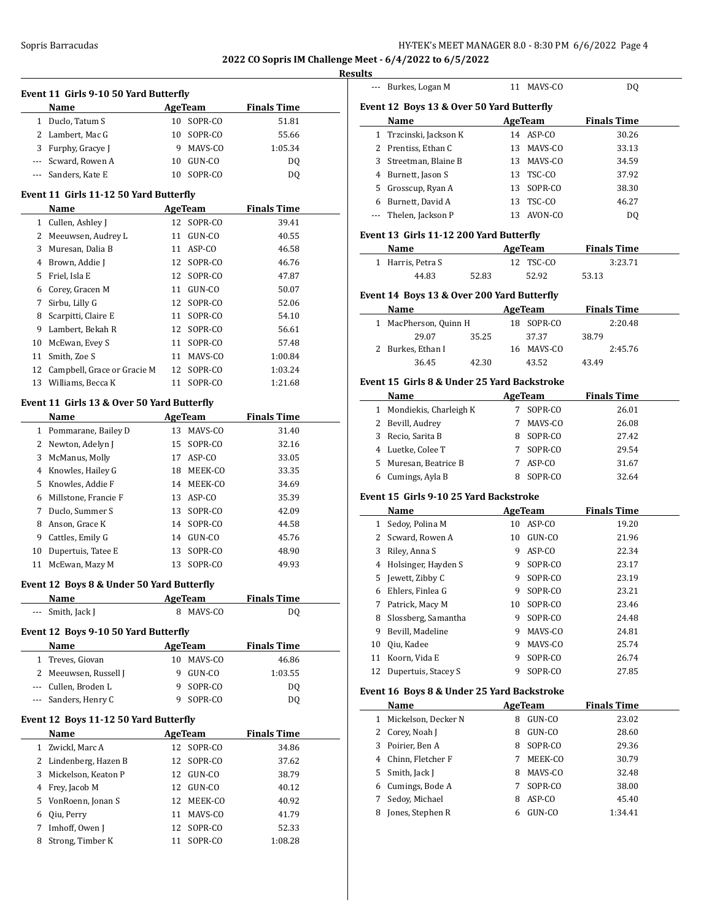2022 CO Sopris IM Challenge Meet - 6/4/2022 to 6/5/2022

**Results**

### Event 11 Girls 9-10 50 Yard Butterfly

| | Name | Age | Team | Finals Time |
|---|---|---|---|---|
| 1 | Duclo, Tatum S | 10 | SOPR-CO | 51.81 |
| 2 | Lambert, Mac G | 10 | SOPR-CO | 55.66 |
| 3 | Furphy, Gracye J | 9 | MAVS-CO | 1:05.34 |
| --- | Scward, Rowen A | 10 | GUN-CO | DQ |
| --- | Sanders, Kate E | 10 | SOPR-CO | DQ |

### Event 11 Girls 11-12 50 Yard Butterfly

| | Name | Age | Team | Finals Time |
|---|---|---|---|---|
| 1 | Cullen, Ashley J | 12 | SOPR-CO | 39.41 |
| 2 | Meeuwsen, Audrey L | 11 | GUN-CO | 40.55 |
| 3 | Muresan, Dalia B | 11 | ASP-CO | 46.58 |
| 4 | Brown, Addie J | 12 | SOPR-CO | 46.76 |
| 5 | Friel, Isla E | 12 | SOPR-CO | 47.87 |
| 6 | Corey, Gracen M | 11 | GUN-CO | 50.07 |
| 7 | Sirbu, Lilly G | 12 | SOPR-CO | 52.06 |
| 8 | Scarpitti, Claire E | 11 | SOPR-CO | 54.10 |
| 9 | Lambert, Bekah R | 12 | SOPR-CO | 56.61 |
| 10 | McEwan, Evey S | 11 | SOPR-CO | 57.48 |
| 11 | Smith, Zoe S | 11 | MAVS-CO | 1:00.84 |
| 12 | Campbell, Grace or Gracie M | 12 | SOPR-CO | 1:03.24 |
| 13 | Williams, Becca K | 11 | SOPR-CO | 1:21.68 |

### Event 11 Girls 13 & Over 50 Yard Butterfly

| | Name | Age | Team | Finals Time |
|---|---|---|---|---|
| 1 | Pommarane, Bailey D | 13 | MAVS-CO | 31.40 |
| 2 | Newton, Adelyn J | 15 | SOPR-CO | 32.16 |
| 3 | McManus, Molly | 17 | ASP-CO | 33.05 |
| 4 | Knowles, Hailey G | 18 | MEEK-CO | 33.35 |
| 5 | Knowles, Addie F | 14 | MEEK-CO | 34.69 |
| 6 | Millstone, Francie F | 13 | ASP-CO | 35.39 |
| 7 | Duclo, Summer S | 13 | SOPR-CO | 42.09 |
| 8 | Anson, Grace K | 14 | SOPR-CO | 44.58 |
| 9 | Cattles, Emily G | 14 | GUN-CO | 45.76 |
| 10 | Dupertuis, Tatee E | 13 | SOPR-CO | 48.90 |
| 11 | McEwan, Mazy M | 13 | SOPR-CO | 49.93 |

### Event 12 Boys 8 & Under 50 Yard Butterfly

| | Name | Age | Team | Finals Time |
|---|---|---|---|---|
| --- | Smith, Jack J | 8 | MAVS-CO | DQ |

### Event 12 Boys 9-10 50 Yard Butterfly

| | Name | Age | Team | Finals Time |
|---|---|---|---|---|
| 1 | Treves, Giovan | 10 | MAVS-CO | 46.86 |
| 2 | Meeuwsen, Russell J | 9 | GUN-CO | 1:03.55 |
| --- | Cullen, Broden L | 9 | SOPR-CO | DQ |
| --- | Sanders, Henry C | 9 | SOPR-CO | DQ |

### Event 12 Boys 11-12 50 Yard Butterfly

| | Name | Age | Team | Finals Time |
|---|---|---|---|---|
| 1 | Zwickl, Marc A | 12 | SOPR-CO | 34.86 |
| 2 | Lindenberg, Hazen B | 12 | SOPR-CO | 37.62 |
| 3 | Mickelson, Keaton P | 12 | GUN-CO | 38.79 |
| 4 | Frey, Jacob M | 12 | GUN-CO | 40.12 |
| 5 | VonRoenn, Jonan S | 12 | MEEK-CO | 40.92 |
| 6 | Qiu, Perry | 11 | MAVS-CO | 41.79 |
| 7 | Imhoff, Owen J | 12 | SOPR-CO | 52.33 |
| 8 | Strong, Timber K | 11 | SOPR-CO | 1:08.28 |
| --- | Burkes, Logan M | 11 | MAVS-CO | DQ |

### Event 12 Boys 13 & Over 50 Yard Butterfly

| | Name | Age | Team | Finals Time |
|---|---|---|---|---|
| 1 | Trzcinski, Jackson K | 14 | ASP-CO | 30.26 |
| 2 | Prentiss, Ethan C | 13 | MAVS-CO | 33.13 |
| 3 | Streetman, Blaine B | 13 | MAVS-CO | 34.59 |
| 4 | Burnett, Jason S | 13 | TSC-CO | 37.92 |
| 5 | Grosscup, Ryan A | 13 | SOPR-CO | 38.30 |
| 6 | Burnett, David A | 13 | TSC-CO | 46.27 |
| --- | Thelen, Jackson P | 13 | AVON-CO | DQ |

### Event 13 Girls 11-12 200 Yard Butterfly

| | Name | Age | Team | Finals Time |
|---|---|---|---|---|
| 1 | Harris, Petra S | 12 | TSC-CO | 3:23.71 |
| | 44.83 | 52.83 | 52.92 | 53.13 |

### Event 14 Boys 13 & Over 200 Yard Butterfly

| | Name | Age | Team | Finals Time |
|---|---|---|---|---|
| 1 | MacPherson, Quinn H | 18 | SOPR-CO | 2:20.48 |
| | 29.07 | 35.25 | 37.37 | 38.79 |
| 2 | Burkes, Ethan I | 16 | MAVS-CO | 2:45.76 |
| | 36.45 | 42.30 | 43.52 | 43.49 |

### Event 15 Girls 8 & Under 25 Yard Backstroke

| | Name | Age | Team | Finals Time |
|---|---|---|---|---|
| 1 | Mondiekis, Charleigh K | 7 | SOPR-CO | 26.01 |
| 2 | Bevill, Audrey | 7 | MAVS-CO | 26.08 |
| 3 | Recio, Sarita B | 8 | SOPR-CO | 27.42 |
| 4 | Luetke, Colee T | 7 | SOPR-CO | 29.54 |
| 5 | Muresan, Beatrice B | 7 | ASP-CO | 31.67 |
| 6 | Cumings, Ayla B | 8 | SOPR-CO | 32.64 |

### Event 15 Girls 9-10 25 Yard Backstroke

| | Name | Age | Team | Finals Time |
|---|---|---|---|---|
| 1 | Sedoy, Polina M | 10 | ASP-CO | 19.20 |
| 2 | Scward, Rowen A | 10 | GUN-CO | 21.96 |
| 3 | Riley, Anna S | 9 | ASP-CO | 22.34 |
| 4 | Holsinger, Hayden S | 9 | SOPR-CO | 23.17 |
| 5 | Jewett, Zibby C | 9 | SOPR-CO | 23.19 |
| 6 | Ehlers, Finlea G | 9 | SOPR-CO | 23.21 |
| 7 | Patrick, Macy M | 10 | SOPR-CO | 23.46 |
| 8 | Slossberg, Samantha | 9 | SOPR-CO | 24.48 |
| 9 | Bevill, Madeline | 9 | MAVS-CO | 24.81 |
| 10 | Qiu, Kadee | 9 | MAVS-CO | 25.74 |
| 11 | Koorn, Vida E | 9 | SOPR-CO | 26.74 |
| 12 | Dupertuis, Stacey S | 9 | SOPR-CO | 27.85 |

### Event 16 Boys 8 & Under 25 Yard Backstroke

| | Name | Age | Team | Finals Time |
|---|---|---|---|---|
| 1 | Mickelson, Decker N | 8 | GUN-CO | 23.02 |
| 2 | Corey, Noah J | 8 | GUN-CO | 28.60 |
| 3 | Poirier, Ben A | 8 | SOPR-CO | 29.36 |
| 4 | Chinn, Fletcher F | 7 | MEEK-CO | 30.79 |
| 5 | Smith, Jack J | 8 | MAVS-CO | 32.48 |
| 6 | Cumings, Bode A | 7 | SOPR-CO | 38.00 |
| 7 | Sedoy, Michael | 8 | ASP-CO | 45.40 |
| 8 | Jones, Stephen R | 6 | GUN-CO | 1:34.41 |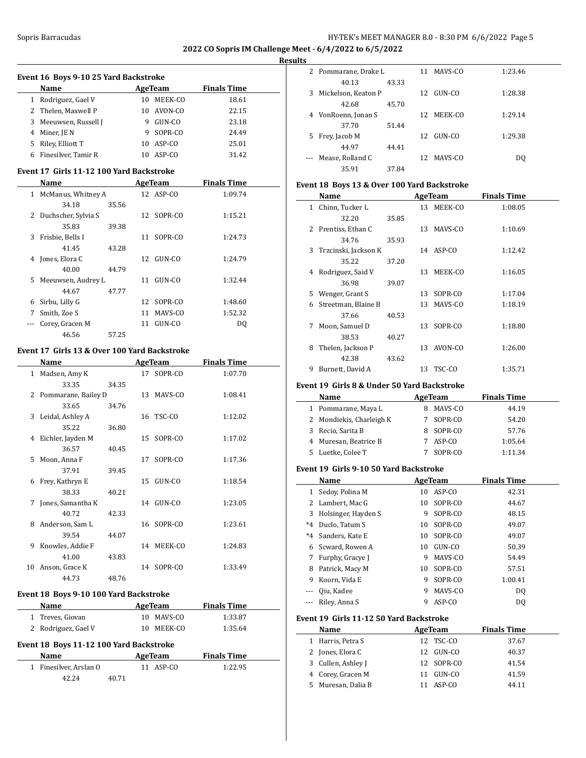## 2022 CO Sopris IM Challenge Meet - 6/4/2022 to 6/5/2022

### Results

#### Event 16 Boys 9-10 25 Yard Backstroke

| | Name | Age | Team | Finals Time |
|---|---|---|---|---|
| 1 | Rodriguez, Gael V | 10 | MEEK-CO | 18.61 |
| 2 | Thelen, Maxwell P | 10 | AVON-CO | 22.15 |
| 3 | Meeuwsen, Russell J | 9 | GUN-CO | 23.18 |
| 4 | Miner, JE N | 9 | SOPR-CO | 24.49 |
| 5 | Riley, Elliott T | 10 | ASP-CO | 25.01 |
| 6 | Finesilver, Tamir R | 10 | ASP-CO | 31.42 |

#### Event 17 Girls 11-12 100 Yard Backstroke

| | Name | Age | Team | Finals Time |
|---|---|---|---|---|
| 1 | McManus, Whitney A | 12 | ASP-CO | 1:09.74 |
| | 34.18 35.56 | | | |
| 2 | Duchscher, Sylvia S | 12 | SOPR-CO | 1:15.21 |
| | 35.83 39.38 | | | |
| 3 | Frisbie, Bells I | 11 | SOPR-CO | 1:24.73 |
| | 41.45 43.28 | | | |
| 4 | Jones, Elora C | 12 | GUN-CO | 1:24.79 |
| | 40.00 44.79 | | | |
| 5 | Meeuwsen, Audrey L | 11 | GUN-CO | 1:32.44 |
| | 44.67 47.77 | | | |
| 6 | Sirbu, Lilly G | 12 | SOPR-CO | 1:48.60 |
| 7 | Smith, Zoe S | 11 | MAVS-CO | 1:52.32 |
| --- | Corey, Gracen M | 11 | GUN-CO | DQ |
| | 46.56 57.25 | | | |

#### Event 17 Girls 13 & Over 100 Yard Backstroke

| | Name | Age | Team | Finals Time |
|---|---|---|---|---|
| 1 | Madsen, Amy K | 17 | SOPR-CO | 1:07.70 |
| | 33.35 34.35 | | | |
| 2 | Pommarane, Bailey D | 13 | MAVS-CO | 1:08.41 |
| | 33.65 34.76 | | | |
| 3 | Leidal, Ashley A | 16 | TSC-CO | 1:12.02 |
| | 35.22 36.80 | | | |
| 4 | Eichler, Jayden M | 15 | SOPR-CO | 1:17.02 |
| | 36.57 40.45 | | | |
| 5 | Moon, Anna F | 17 | SOPR-CO | 1:17.36 |
| | 37.91 39.45 | | | |
| 6 | Frey, Kathryn E | 15 | GUN-CO | 1:18.54 |
| | 38.33 40.21 | | | |
| 7 | Jones, Samantha K | 14 | GUN-CO | 1:23.05 |
| | 40.72 42.33 | | | |
| 8 | Anderson, Sam L | 16 | SOPR-CO | 1:23.61 |
| | 39.54 44.07 | | | |
| 9 | Knowles, Addie F | 14 | MEEK-CO | 1:24.83 |
| | 41.00 43.83 | | | |
| 10 | Anson, Grace K | 14 | SOPR-CO | 1:33.49 |
| | 44.73 48.76 | | | |

#### Event 18 Boys 9-10 100 Yard Backstroke

| | Name | Age | Team | Finals Time |
|---|---|---|---|---|
| 1 | Treves, Giovan | 10 | MAVS-CO | 1:33.87 |
| 2 | Rodriguez, Gael V | 10 | MEEK-CO | 1:35.64 |

#### Event 18 Boys 11-12 100 Yard Backstroke

| | Name | Age | Team | Finals Time |
|---|---|---|---|---|
| 1 | Finesilver, Arslan O | 11 | ASP-CO | 1:22.95 |
| | 42.24 40.71 | | | |
| 2 | Pommarane, Drake L | 11 | MAVS-CO | 1:23.46 |
| | 40.13 43.33 | | | |
| 3 | Mickelson, Keaton P | 12 | GUN-CO | 1:28.38 |
| | 42.68 45.70 | | | |
| 4 | VonRoenn, Jonan S | 12 | MEEK-CO | 1:29.14 |
| | 37.70 51.44 | | | |
| 5 | Frey, Jacob M | 12 | GUN-CO | 1:29.38 |
| | 44.97 44.41 | | | |
| --- | Mease, Rolland C | 12 | MAVS-CO | DQ |
| | 35.91 37.84 | | | |

#### Event 18 Boys 13 & Over 100 Yard Backstroke

| | Name | Age | Team | Finals Time |
|---|---|---|---|---|
| 1 | Chinn, Tucker L | 13 | MEEK-CO | 1:08.05 |
| | 32.20 35.85 | | | |
| 2 | Prentiss, Ethan C | 13 | MAVS-CO | 1:10.69 |
| | 34.76 35.93 | | | |
| 3 | Trzcinski, Jackson K | 14 | ASP-CO | 1:12.42 |
| | 35.22 37.20 | | | |
| 4 | Rodriguez, Said V | 13 | MEEK-CO | 1:16.05 |
| | 36.98 39.07 | | | |
| 5 | Wenger, Grant S | 13 | SOPR-CO | 1:17.04 |
| 6 | Streetman, Blaine B | 13 | MAVS-CO | 1:18.19 |
| | 37.66 40.53 | | | |
| 7 | Moon, Samuel D | 13 | SOPR-CO | 1:18.80 |
| | 38.53 40.27 | | | |
| 8 | Thelen, Jackson P | 13 | AVON-CO | 1:26.00 |
| | 42.38 43.62 | | | |
| 9 | Burnett, David A | 13 | TSC-CO | 1:35.71 |

#### Event 19 Girls 8 & Under 50 Yard Backstroke

| | Name | Age | Team | Finals Time |
|---|---|---|---|---|
| 1 | Pommarane, Maya L | 8 | MAVS-CO | 44.19 |
| 2 | Mondiekis, Charleigh K | 7 | SOPR-CO | 54.20 |
| 3 | Recio, Sarita B | 8 | SOPR-CO | 57.76 |
| 4 | Muresan, Beatrice B | 7 | ASP-CO | 1:05.64 |
| 5 | Luetke, Colee T | 7 | SOPR-CO | 1:11.34 |

#### Event 19 Girls 9-10 50 Yard Backstroke

| | Name | Age | Team | Finals Time |
|---|---|---|---|---|
| 1 | Sedoy, Polina M | 10 | ASP-CO | 42.31 |
| 2 | Lambert, Mac G | 10 | SOPR-CO | 44.67 |
| 3 | Holsinger, Hayden S | 9 | SOPR-CO | 48.15 |
| *4 | Duclo, Tatum S | 10 | SOPR-CO | 49.07 |
| *4 | Sanders, Kate E | 10 | SOPR-CO | 49.07 |
| 6 | Scward, Rowen A | 10 | GUN-CO | 50.39 |
| 7 | Furphy, Gracye J | 9 | MAVS-CO | 54.49 |
| 8 | Patrick, Macy M | 10 | SOPR-CO | 57.51 |
| 9 | Koorn, Vida E | 9 | SOPR-CO | 1:00.41 |
| --- | Qiu, Kadee | 9 | MAVS-CO | DQ |
| --- | Riley, Anna S | 9 | ASP-CO | DQ |

#### Event 19 Girls 11-12 50 Yard Backstroke

| | Name | Age | Team | Finals Time |
|---|---|---|---|---|
| 1 | Harris, Petra S | 12 | TSC-CO | 37.67 |
| 2 | Jones, Elora C | 12 | GUN-CO | 40.37 |
| 3 | Cullen, Ashley J | 12 | SOPR-CO | 41.54 |
| 4 | Corey, Gracen M | 11 | GUN-CO | 41.59 |
| 5 | Muresan, Dalia B | 11 | ASP-CO | 44.11 |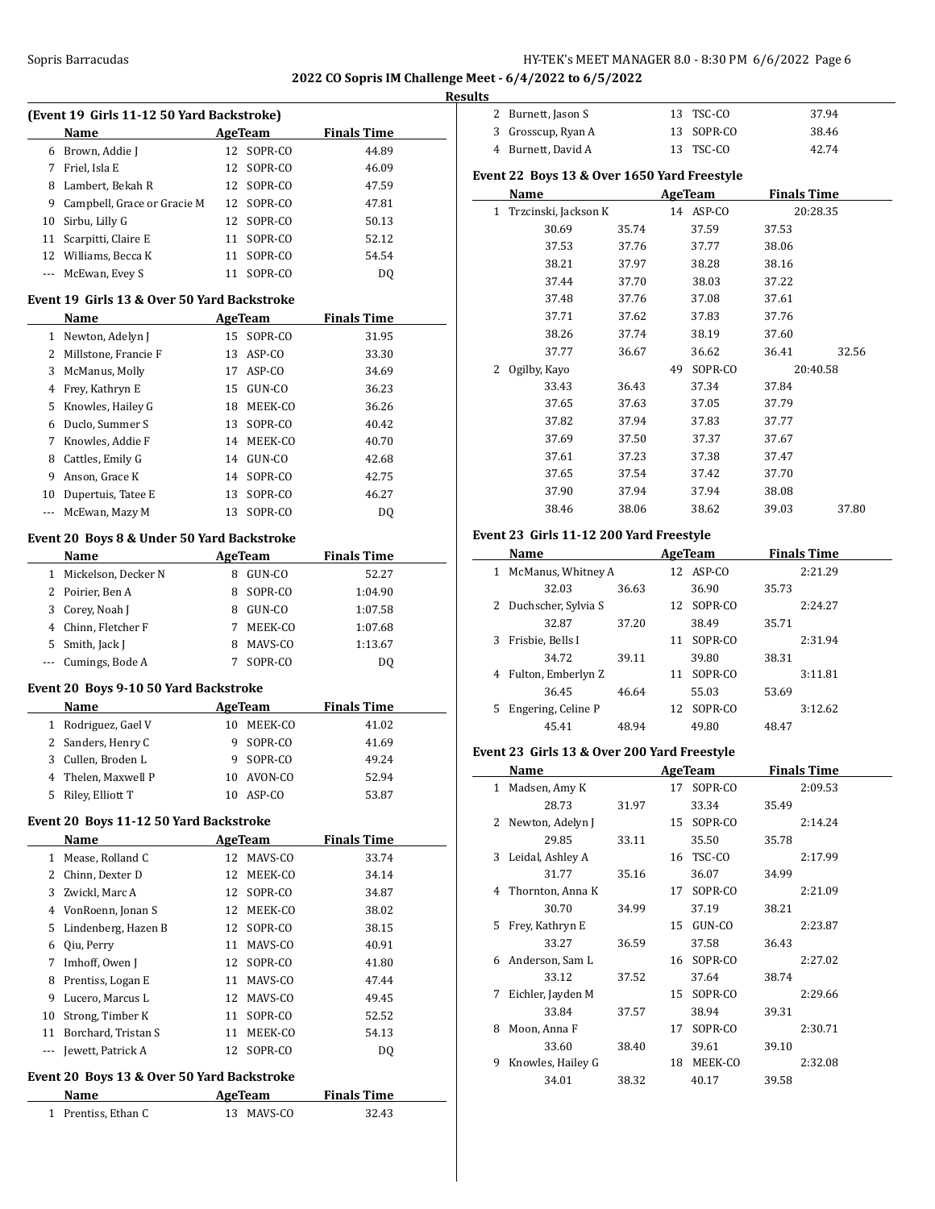## 2022 CO Sopris IM Challenge Meet - 6/4/2022 to 6/5/2022

### Results

#### (Event 19 Girls 11-12 50 Yard Backstroke)

| | Name | Age | Team | Finals Time |
|---|---|---|---|---|
| 6 | Brown, Addie J | 12 | SOPR-CO | 44.89 |
| 7 | Friel, Isla E | 12 | SOPR-CO | 46.09 |
| 8 | Lambert, Bekah R | 12 | SOPR-CO | 47.59 |
| 9 | Campbell, Grace or Gracie M | 12 | SOPR-CO | 47.81 |
| 10 | Sirbu, Lilly G | 12 | SOPR-CO | 50.13 |
| 11 | Scarpitti, Claire E | 11 | SOPR-CO | 52.12 |
| 12 | Williams, Becca K | 11 | SOPR-CO | 54.54 |
| --- | McEwan, Evey S | 11 | SOPR-CO | DQ |

#### Event 19 Girls 13 & Over 50 Yard Backstroke

| | Name | Age | Team | Finals Time |
|---|---|---|---|---|
| 1 | Newton, Adelyn J | 15 | SOPR-CO | 31.95 |
| 2 | Millstone, Francie F | 13 | ASP-CO | 33.30 |
| 3 | McManus, Molly | 17 | ASP-CO | 34.69 |
| 4 | Frey, Kathryn E | 15 | GUN-CO | 36.23 |
| 5 | Knowles, Hailey G | 18 | MEEK-CO | 36.26 |
| 6 | Duclo, Summer S | 13 | SOPR-CO | 40.42 |
| 7 | Knowles, Addie F | 14 | MEEK-CO | 40.70 |
| 8 | Cattles, Emily G | 14 | GUN-CO | 42.68 |
| 9 | Anson, Grace K | 14 | SOPR-CO | 42.75 |
| 10 | Dupertuis, Tatee E | 13 | SOPR-CO | 46.27 |
| --- | McEwan, Mazy M | 13 | SOPR-CO | DQ |

#### Event 20 Boys 8 & Under 50 Yard Backstroke

| | Name | Age | Team | Finals Time |
|---|---|---|---|---|
| 1 | Mickelson, Decker N | 8 | GUN-CO | 52.27 |
| 2 | Poirier, Ben A | 8 | SOPR-CO | 1:04.90 |
| 3 | Corey, Noah J | 8 | GUN-CO | 1:07.58 |
| 4 | Chinn, Fletcher F | 7 | MEEK-CO | 1:07.68 |
| 5 | Smith, Jack J | 8 | MAVS-CO | 1:13.67 |
| --- | Cumings, Bode A | 7 | SOPR-CO | DQ |

#### Event 20 Boys 9-10 50 Yard Backstroke

| | Name | Age | Team | Finals Time |
|---|---|---|---|---|
| 1 | Rodriguez, Gael V | 10 | MEEK-CO | 41.02 |
| 2 | Sanders, Henry C | 9 | SOPR-CO | 41.69 |
| 3 | Cullen, Broden L | 9 | SOPR-CO | 49.24 |
| 4 | Thelen, Maxwell P | 10 | AVON-CO | 52.94 |
| 5 | Riley, Elliott T | 10 | ASP-CO | 53.87 |

#### Event 20 Boys 11-12 50 Yard Backstroke

| | Name | Age | Team | Finals Time |
|---|---|---|---|---|
| 1 | Mease, Rolland C | 12 | MAVS-CO | 33.74 |
| 2 | Chinn, Dexter D | 12 | MEEK-CO | 34.14 |
| 3 | Zwickl, Marc A | 12 | SOPR-CO | 34.87 |
| 4 | VonRoenn, Jonan S | 12 | MEEK-CO | 38.02 |
| 5 | Lindenberg, Hazen B | 12 | SOPR-CO | 38.15 |
| 6 | Qiu, Perry | 11 | MAVS-CO | 40.91 |
| 7 | Imhoff, Owen J | 12 | SOPR-CO | 41.80 |
| 8 | Prentiss, Logan E | 11 | MAVS-CO | 47.44 |
| 9 | Lucero, Marcus L | 12 | MAVS-CO | 49.45 |
| 10 | Strong, Timber K | 11 | SOPR-CO | 52.52 |
| 11 | Borchard, Tristan S | 11 | MEEK-CO | 54.13 |
| --- | Jewett, Patrick A | 12 | SOPR-CO | DQ |

#### Event 20 Boys 13 & Over 50 Yard Backstroke

| | Name | Age | Team | Finals Time |
|---|---|---|---|---|
| 1 | Prentiss, Ethan C | 13 | MAVS-CO | 32.43 |
| 2 | Burnett, Jason S | 13 | TSC-CO | 37.94 |
| 3 | Grosscup, Ryan A | 13 | SOPR-CO | 38.46 |
| 4 | Burnett, David A | 13 | TSC-CO | 42.74 |

#### Event 22 Boys 13 & Over 1650 Yard Freestyle

| | Name | Age | Team | Finals Time | |
|---|---|---|---|---|---|
| 1 | Trzcinski, Jackson K | 14 | ASP-CO | 20:28.35 | |
| | 30.69 | 35.74 | 37.59 | 37.53 | |
| | 37.53 | 37.76 | 37.77 | 38.06 | |
| | 38.21 | 37.97 | 38.28 | 38.16 | |
| | 37.44 | 37.70 | 38.03 | 37.22 | |
| | 37.48 | 37.76 | 37.08 | 37.61 | |
| | 37.71 | 37.62 | 37.83 | 37.76 | |
| | 38.26 | 37.74 | 38.19 | 37.60 | |
| | 37.77 | 36.67 | 36.62 | 36.41 | 32.56 |
| 2 | Ogilby, Kayo | 49 | SOPR-CO | 20:40.58 | |
| | 33.43 | 36.43 | 37.34 | 37.84 | |
| | 37.65 | 37.63 | 37.05 | 37.79 | |
| | 37.82 | 37.94 | 37.83 | 37.77 | |
| | 37.69 | 37.50 | 37.37 | 37.67 | |
| | 37.61 | 37.23 | 37.38 | 37.47 | |
| | 37.65 | 37.54 | 37.42 | 37.70 | |
| | 37.90 | 37.94 | 37.94 | 38.08 | |
| | 38.46 | 38.06 | 38.62 | 39.03 | 37.80 |

#### Event 23 Girls 11-12 200 Yard Freestyle

| | Name | Age | Team | Finals Time |
|---|---|---|---|---|
| 1 | McManus, Whitney A | 12 | ASP-CO | 2:21.29 |
| | 32.03 | 36.63 | 36.90 | 35.73 |
| 2 | Duchscher, Sylvia S | 12 | SOPR-CO | 2:24.27 |
| | 32.87 | 37.20 | 38.49 | 35.71 |
| 3 | Frisbie, Bells I | 11 | SOPR-CO | 2:31.94 |
| | 34.72 | 39.11 | 39.80 | 38.31 |
| 4 | Fulton, Emberlyn Z | 11 | SOPR-CO | 3:11.81 |
| | 36.45 | 46.64 | 55.03 | 53.69 |
| 5 | Engering, Celine P | 12 | SOPR-CO | 3:12.62 |
| | 45.41 | 48.94 | 49.80 | 48.47 |

#### Event 23 Girls 13 & Over 200 Yard Freestyle

| | Name | Age | Team | Finals Time |
|---|---|---|---|---|
| 1 | Madsen, Amy K | 17 | SOPR-CO | 2:09.53 |
| | 28.73 | 31.97 | 33.34 | 35.49 |
| 2 | Newton, Adelyn J | 15 | SOPR-CO | 2:14.24 |
| | 29.85 | 33.11 | 35.50 | 35.78 |
| 3 | Leidal, Ashley A | 16 | TSC-CO | 2:17.99 |
| | 31.77 | 35.16 | 36.07 | 34.99 |
| 4 | Thornton, Anna K | 17 | SOPR-CO | 2:21.09 |
| | 30.70 | 34.99 | 37.19 | 38.21 |
| 5 | Frey, Kathryn E | 15 | GUN-CO | 2:23.87 |
| | 33.27 | 36.59 | 37.58 | 36.43 |
| 6 | Anderson, Sam L | 16 | SOPR-CO | 2:27.02 |
| | 33.12 | 37.52 | 37.64 | 38.74 |
| 7 | Eichler, Jayden M | 15 | SOPR-CO | 2:29.66 |
| | 33.84 | 37.57 | 38.94 | 39.31 |
| 8 | Moon, Anna F | 17 | SOPR-CO | 2:30.71 |
| | 33.60 | 38.40 | 39.61 | 39.10 |
| 9 | Knowles, Hailey G | 18 | MEEK-CO | 2:32.08 |
| | 34.01 | 38.32 | 40.17 | 39.58 |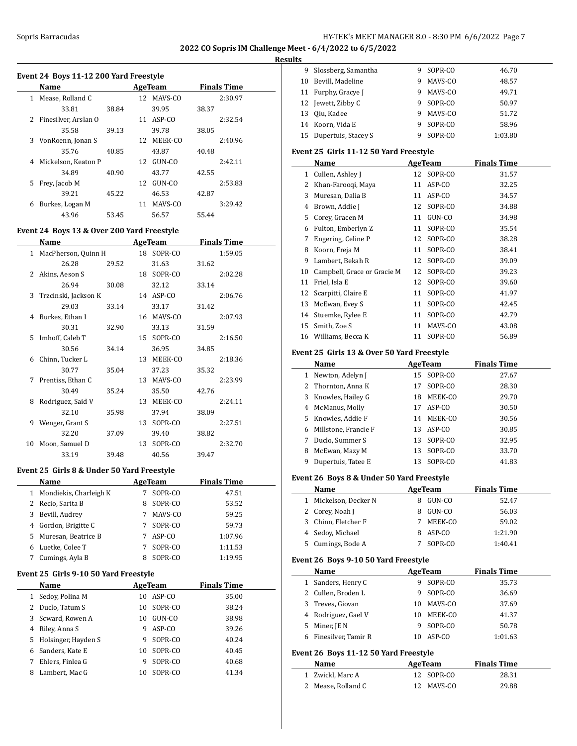**2022 CO Sopris IM Challenge Meet - 6/4/2022 to 6/5/2022**

**Results**

### Event 24 Boys 11-12 200 Yard Freestyle

| | Name | Age | Team | Finals Time |
|---|---|---|---|---|
| 1 | Mease, Rolland C | 12 | MAVS-CO | 2:30.97 |
| | 33.81 / 38.84 / 39.95 / 38.37 | | | |
| 2 | Finesilver, Arslan O | 11 | ASP-CO | 2:32.54 |
| | 35.58 / 39.13 / 39.78 / 38.05 | | | |
| 3 | VonRoenn, Jonan S | 12 | MEEK-CO | 2:40.96 |
| | 35.76 / 40.85 / 43.87 / 40.48 | | | |
| 4 | Mickelson, Keaton P | 12 | GUN-CO | 2:42.11 |
| | 34.89 / 40.90 / 43.77 / 42.55 | | | |
| 5 | Frey, Jacob M | 12 | GUN-CO | 2:53.83 |
| | 39.21 / 45.22 / 46.53 / 42.87 | | | |
| 6 | Burkes, Logan M | 11 | MAVS-CO | 3:29.42 |
| | 43.96 / 53.45 / 56.57 / 55.44 | | | |

### Event 24 Boys 13 & Over 200 Yard Freestyle

| | Name | Age | Team | Finals Time |
|---|---|---|---|---|
| 1 | MacPherson, Quinn H | 18 | SOPR-CO | 1:59.05 |
| | 26.28 / 29.52 / 31.63 / 31.62 | | | |
| 2 | Akins, Aeson S | 18 | SOPR-CO | 2:02.28 |
| | 26.94 / 30.08 / 32.12 / 33.14 | | | |
| 3 | Trzcinski, Jackson K | 14 | ASP-CO | 2:06.76 |
| | 29.03 / 33.14 / 33.17 / 31.42 | | | |
| 4 | Burkes, Ethan I | 16 | MAVS-CO | 2:07.93 |
| | 30.31 / 32.90 / 33.13 / 31.59 | | | |
| 5 | Imhoff, Caleb T | 15 | SOPR-CO | 2:16.50 |
| | 30.56 / 34.14 / 36.95 / 34.85 | | | |
| 6 | Chinn, Tucker L | 13 | MEEK-CO | 2:18.36 |
| | 30.77 / 35.04 / 37.23 / 35.32 | | | |
| 7 | Prentiss, Ethan C | 13 | MAVS-CO | 2:23.99 |
| | 30.49 / 35.24 / 35.50 / 42.76 | | | |
| 8 | Rodriguez, Said V | 13 | MEEK-CO | 2:24.11 |
| | 32.10 / 35.98 / 37.94 / 38.09 | | | |
| 9 | Wenger, Grant S | 13 | SOPR-CO | 2:27.51 |
| | 32.20 / 37.09 / 39.40 / 38.82 | | | |
| 10 | Moon, Samuel D | 13 | SOPR-CO | 2:32.70 |
| | 33.19 / 39.48 / 40.56 / 39.47 | | | |

### Event 25 Girls 8 & Under 50 Yard Freestyle

| | Name | Age | Team | Finals Time |
|---|---|---|---|---|
| 1 | Mondiekis, Charleigh K | 7 | SOPR-CO | 47.51 |
| 2 | Recio, Sarita B | 8 | SOPR-CO | 53.52 |
| 3 | Bevill, Audrey | 7 | MAVS-CO | 59.25 |
| 4 | Gordon, Brigitte C | 7 | SOPR-CO | 59.73 |
| 5 | Muresan, Beatrice B | 7 | ASP-CO | 1:07.96 |
| 6 | Luetke, Colee T | 7 | SOPR-CO | 1:11.53 |
| 7 | Cumings, Ayla B | 8 | SOPR-CO | 1:19.95 |

### Event 25 Girls 9-10 50 Yard Freestyle

| | Name | Age | Team | Finals Time |
|---|---|---|---|---|
| 1 | Sedoy, Polina M | 10 | ASP-CO | 35.00 |
| 2 | Duclo, Tatum S | 10 | SOPR-CO | 38.24 |
| 3 | Scward, Rowen A | 10 | GUN-CO | 38.98 |
| 4 | Riley, Anna S | 9 | ASP-CO | 39.26 |
| 5 | Holsinger, Hayden S | 9 | SOPR-CO | 40.24 |
| 6 | Sanders, Kate E | 10 | SOPR-CO | 40.45 |
| 7 | Ehlers, Finlea G | 9 | SOPR-CO | 40.68 |
| 8 | Lambert, Mac G | 10 | SOPR-CO | 41.34 |
| 9 | Slossberg, Samantha | 9 | SOPR-CO | 46.70 |
| 10 | Bevill, Madeline | 9 | MAVS-CO | 48.57 |
| 11 | Furphy, Gracye J | 9 | MAVS-CO | 49.71 |
| 12 | Jewett, Zibby C | 9 | SOPR-CO | 50.97 |
| 13 | Qiu, Kadee | 9 | MAVS-CO | 51.72 |
| 14 | Koorn, Vida E | 9 | SOPR-CO | 58.96 |
| 15 | Dupertuis, Stacey S | 9 | SOPR-CO | 1:03.80 |

### Event 25 Girls 11-12 50 Yard Freestyle

| | Name | Age | Team | Finals Time |
|---|---|---|---|---|
| 1 | Cullen, Ashley J | 12 | SOPR-CO | 31.57 |
| 2 | Khan-Farooqi, Maya | 11 | ASP-CO | 32.25 |
| 3 | Muresan, Dalia B | 11 | ASP-CO | 34.57 |
| 4 | Brown, Addie J | 12 | SOPR-CO | 34.88 |
| 5 | Corey, Gracen M | 11 | GUN-CO | 34.98 |
| 6 | Fulton, Emberlyn Z | 11 | SOPR-CO | 35.54 |
| 7 | Engering, Celine P | 12 | SOPR-CO | 38.28 |
| 8 | Koorn, Freja M | 11 | SOPR-CO | 38.41 |
| 9 | Lambert, Bekah R | 12 | SOPR-CO | 39.09 |
| 10 | Campbell, Grace or Gracie M | 12 | SOPR-CO | 39.23 |
| 11 | Friel, Isla E | 12 | SOPR-CO | 39.60 |
| 12 | Scarpitti, Claire E | 11 | SOPR-CO | 41.97 |
| 13 | McEwan, Evey S | 11 | SOPR-CO | 42.45 |
| 14 | Stuemke, Rylee E | 11 | SOPR-CO | 42.79 |
| 15 | Smith, Zoe S | 11 | MAVS-CO | 43.08 |
| 16 | Williams, Becca K | 11 | SOPR-CO | 56.89 |

### Event 25 Girls 13 & Over 50 Yard Freestyle

| | Name | Age | Team | Finals Time |
|---|---|---|---|---|
| 1 | Newton, Adelyn J | 15 | SOPR-CO | 27.67 |
| 2 | Thornton, Anna K | 17 | SOPR-CO | 28.30 |
| 3 | Knowles, Hailey G | 18 | MEEK-CO | 29.70 |
| 4 | McManus, Molly | 17 | ASP-CO | 30.50 |
| 5 | Knowles, Addie F | 14 | MEEK-CO | 30.56 |
| 6 | Millstone, Francie F | 13 | ASP-CO | 30.85 |
| 7 | Duclo, Summer S | 13 | SOPR-CO | 32.95 |
| 8 | McEwan, Mazy M | 13 | SOPR-CO | 33.70 |
| 9 | Dupertuis, Tatee E | 13 | SOPR-CO | 41.83 |

### Event 26 Boys 8 & Under 50 Yard Freestyle

| | Name | Age | Team | Finals Time |
|---|---|---|---|---|
| 1 | Mickelson, Decker N | 8 | GUN-CO | 52.47 |
| 2 | Corey, Noah J | 8 | GUN-CO | 56.03 |
| 3 | Chinn, Fletcher F | 7 | MEEK-CO | 59.02 |
| 4 | Sedoy, Michael | 8 | ASP-CO | 1:21.90 |
| 5 | Cumings, Bode A | 7 | SOPR-CO | 1:40.41 |

### Event 26 Boys 9-10 50 Yard Freestyle

| | Name | Age | Team | Finals Time |
|---|---|---|---|---|
| 1 | Sanders, Henry C | 9 | SOPR-CO | 35.73 |
| 2 | Cullen, Broden L | 9 | SOPR-CO | 36.69 |
| 3 | Treves, Giovan | 10 | MAVS-CO | 37.69 |
| 4 | Rodriguez, Gael V | 10 | MEEK-CO | 41.37 |
| 5 | Miner, JE N | 9 | SOPR-CO | 50.78 |
| 6 | Finesilver, Tamir R | 10 | ASP-CO | 1:01.63 |

### Event 26 Boys 11-12 50 Yard Freestyle

| | Name | Age | Team | Finals Time |
|---|---|---|---|---|
| 1 | Zwickl, Marc A | 12 | SOPR-CO | 28.31 |
| 2 | Mease, Rolland C | 12 | MAVS-CO | 29.88 |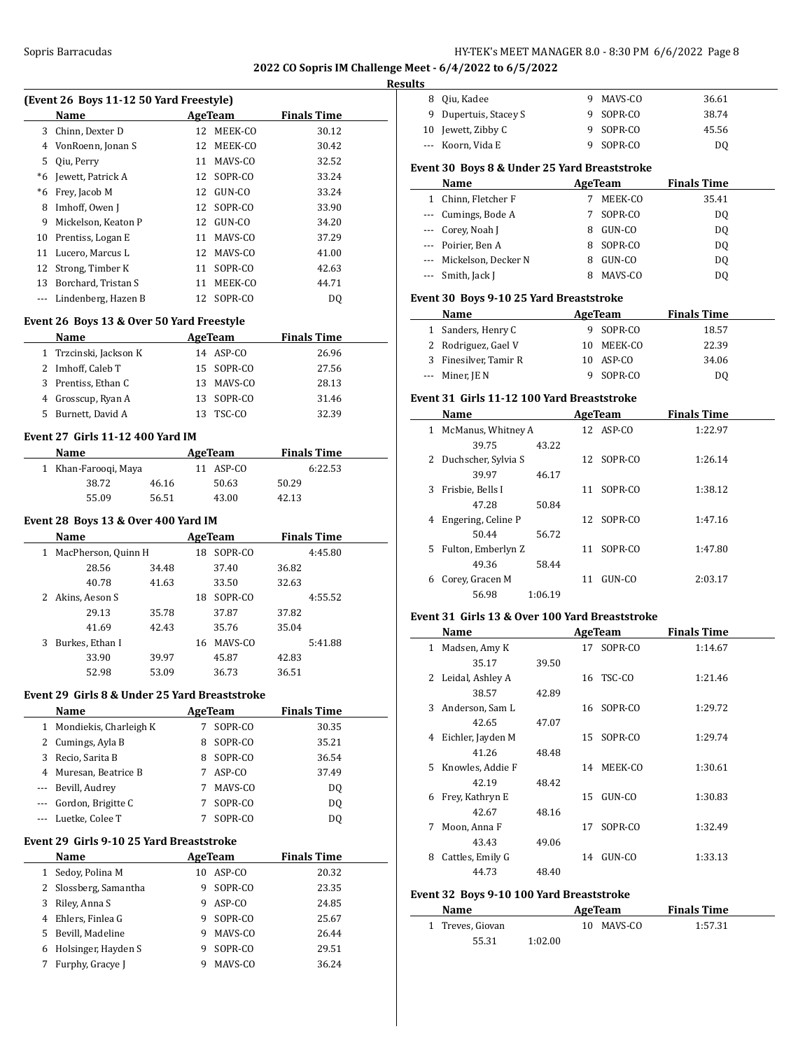## Results

### (Event 26 Boys 11-12 50 Yard Freestyle)

| | Name | Age | Team | Finals Time |
|---|---|---|---|---|
| 3 | Chinn, Dexter D | 12 | MEEK-CO | 30.12 |
| 4 | VonRoenn, Jonan S | 12 | MEEK-CO | 30.42 |
| 5 | Qiu, Perry | 11 | MAVS-CO | 32.52 |
| *6 | Jewett, Patrick A | 12 | SOPR-CO | 33.24 |
| *6 | Frey, Jacob M | 12 | GUN-CO | 33.24 |
| 8 | Imhoff, Owen J | 12 | SOPR-CO | 33.90 |
| 9 | Mickelson, Keaton P | 12 | GUN-CO | 34.20 |
| 10 | Prentiss, Logan E | 11 | MAVS-CO | 37.29 |
| 11 | Lucero, Marcus L | 12 | MAVS-CO | 41.00 |
| 12 | Strong, Timber K | 11 | SOPR-CO | 42.63 |
| 13 | Borchard, Tristan S | 11 | MEEK-CO | 44.71 |
| --- | Lindenberg, Hazen B | 12 | SOPR-CO | DQ |

### Event 26 Boys 13 & Over 50 Yard Freestyle

| | Name | Age | Team | Finals Time |
|---|---|---|---|---|
| 1 | Trzcinski, Jackson K | 14 | ASP-CO | 26.96 |
| 2 | Imhoff, Caleb T | 15 | SOPR-CO | 27.56 |
| 3 | Prentiss, Ethan C | 13 | MAVS-CO | 28.13 |
| 4 | Grosscup, Ryan A | 13 | SOPR-CO | 31.46 |
| 5 | Burnett, David A | 13 | TSC-CO | 32.39 |

### Event 27 Girls 11-12 400 Yard IM

| | Name | Age | Team | Finals Time |
|---|---|---|---|---|
| 1 | Khan-Farooqi, Maya | 11 | ASP-CO | 6:22.53 |
| | 38.72 | 46.16 | 50.63 | 50.29 |
| | 55.09 | 56.51 | 43.00 | 42.13 |

### Event 28 Boys 13 & Over 400 Yard IM

| | Name | Age | Team | Finals Time |
|---|---|---|---|---|
| 1 | MacPherson, Quinn H | 18 | SOPR-CO | 4:45.80 |
| | 28.56 | 34.48 | 37.40 | 36.82 |
| | 40.78 | 41.63 | 33.50 | 32.63 |
| 2 | Akins, Aeson S | 18 | SOPR-CO | 4:55.52 |
| | 29.13 | 35.78 | 37.87 | 37.82 |
| | 41.69 | 42.43 | 35.76 | 35.04 |
| 3 | Burkes, Ethan I | 16 | MAVS-CO | 5:41.88 |
| | 33.90 | 39.97 | 45.87 | 42.83 |
| | 52.98 | 53.09 | 36.73 | 36.51 |

### Event 29 Girls 8 & Under 25 Yard Breaststroke

| | Name | Age | Team | Finals Time |
|---|---|---|---|---|
| 1 | Mondiekis, Charleigh K | 7 | SOPR-CO | 30.35 |
| 2 | Cumings, Ayla B | 8 | SOPR-CO | 35.21 |
| 3 | Recio, Sarita B | 8 | SOPR-CO | 36.54 |
| 4 | Muresan, Beatrice B | 7 | ASP-CO | 37.49 |
| --- | Bevill, Audrey | 7 | MAVS-CO | DQ |
| --- | Gordon, Brigitte C | 7 | SOPR-CO | DQ |
| --- | Luetke, Colee T | 7 | SOPR-CO | DQ |

### Event 29 Girls 9-10 25 Yard Breaststroke

| | Name | Age | Team | Finals Time |
|---|---|---|---|---|
| 1 | Sedoy, Polina M | 10 | ASP-CO | 20.32 |
| 2 | Slossberg, Samantha | 9 | SOPR-CO | 23.35 |
| 3 | Riley, Anna S | 9 | ASP-CO | 24.85 |
| 4 | Ehlers, Finlea G | 9 | SOPR-CO | 25.67 |
| 5 | Bevill, Madeline | 9 | MAVS-CO | 26.44 |
| 6 | Holsinger, Hayden S | 9 | SOPR-CO | 29.51 |
| 7 | Furphy, Gracye J | 9 | MAVS-CO | 36.24 |
| 8 | Qiu, Kadee | 9 | MAVS-CO | 36.61 |
| 9 | Dupertuis, Stacey S | 9 | SOPR-CO | 38.74 |
| 10 | Jewett, Zibby C | 9 | SOPR-CO | 45.56 |
| --- | Koorn, Vida E | 9 | SOPR-CO | DQ |

### Event 30 Boys 8 & Under 25 Yard Breaststroke

| | Name | Age | Team | Finals Time |
|---|---|---|---|---|
| 1 | Chinn, Fletcher F | 7 | MEEK-CO | 35.41 |
| --- | Cumings, Bode A | 7 | SOPR-CO | DQ |
| --- | Corey, Noah J | 8 | GUN-CO | DQ |
| --- | Poirier, Ben A | 8 | SOPR-CO | DQ |
| --- | Mickelson, Decker N | 8 | GUN-CO | DQ |
| --- | Smith, Jack J | 8 | MAVS-CO | DQ |

### Event 30 Boys 9-10 25 Yard Breaststroke

| | Name | Age | Team | Finals Time |
|---|---|---|---|---|
| 1 | Sanders, Henry C | 9 | SOPR-CO | 18.57 |
| 2 | Rodriguez, Gael V | 10 | MEEK-CO | 22.39 |
| 3 | Finesilver, Tamir R | 10 | ASP-CO | 34.06 |
| --- | Miner, JE N | 9 | SOPR-CO | DQ |

### Event 31 Girls 11-12 100 Yard Breaststroke

| | Name | Age | Team | Finals Time |
|---|---|---|---|---|
| 1 | McManus, Whitney A | 12 | ASP-CO | 1:22.97 |
| | 39.75 | 43.22 | | |
| 2 | Duchscher, Sylvia S | 12 | SOPR-CO | 1:26.14 |
| | 39.97 | 46.17 | | |
| 3 | Frisbie, Bells I | 11 | SOPR-CO | 1:38.12 |
| | 47.28 | 50.84 | | |
| 4 | Engering, Celine P | 12 | SOPR-CO | 1:47.16 |
| | 50.44 | 56.72 | | |
| 5 | Fulton, Emberlyn Z | 11 | SOPR-CO | 1:47.80 |
| | 49.36 | 58.44 | | |
| 6 | Corey, Gracen M | 11 | GUN-CO | 2:03.17 |
| | 56.98 | 1:06.19 | | |

### Event 31 Girls 13 & Over 100 Yard Breaststroke

| | Name | Age | Team | Finals Time |
|---|---|---|---|---|
| 1 | Madsen, Amy K | 17 | SOPR-CO | 1:14.67 |
| | 35.17 | 39.50 | | |
| 2 | Leidal, Ashley A | 16 | TSC-CO | 1:21.46 |
| | 38.57 | 42.89 | | |
| 3 | Anderson, Sam L | 16 | SOPR-CO | 1:29.72 |
| | 42.65 | 47.07 | | |
| 4 | Eichler, Jayden M | 15 | SOPR-CO | 1:29.74 |
| | 41.26 | 48.48 | | |
| 5 | Knowles, Addie F | 14 | MEEK-CO | 1:30.61 |
| | 42.19 | 48.42 | | |
| 6 | Frey, Kathryn E | 15 | GUN-CO | 1:30.83 |
| | 42.67 | 48.16 | | |
| 7 | Moon, Anna F | 17 | SOPR-CO | 1:32.49 |
| | 43.43 | 49.06 | | |
| 8 | Cattles, Emily G | 14 | GUN-CO | 1:33.13 |
| | 44.73 | 48.40 | | |

### Event 32 Boys 9-10 100 Yard Breaststroke

| | Name | Age | Team | Finals Time |
|---|---|---|---|---|
| 1 | Treves, Giovan | 10 | MAVS-CO | 1:57.31 |
| | 55.31 | 1:02.00 | | |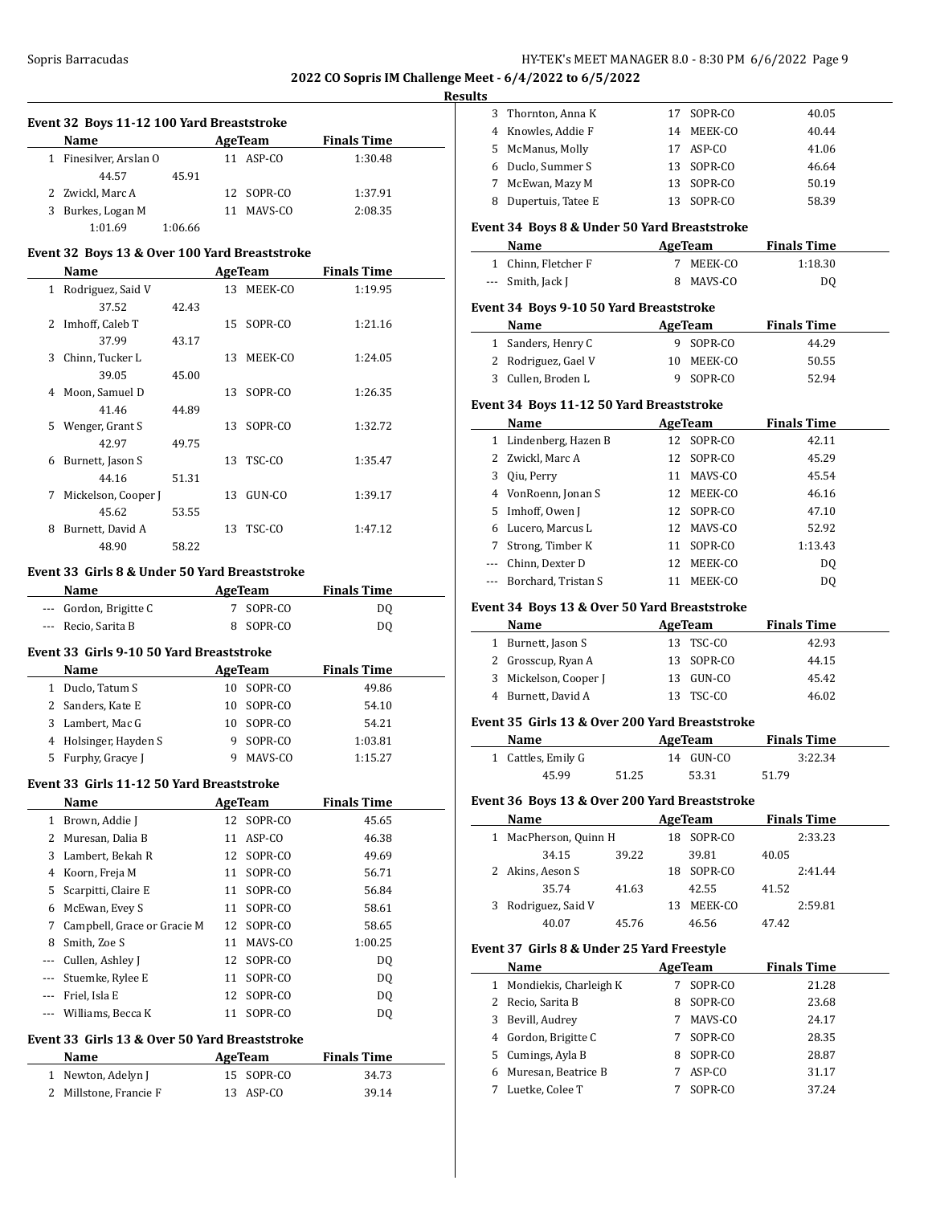## 2022 CO Sopris IM Challenge Meet - 6/4/2022 to 6/5/2022

### Results

#### Event 32 Boys 11-12 100 Yard Breaststroke

| | Name | Age | Team | Finals Time |
|---|---|---|---|---|
| 1 | Finesilver, Arslan O | 11 | ASP-CO | 1:30.48 |
| | 44.57 | 45.91 | | |
| 2 | Zwickl, Marc A | 12 | SOPR-CO | 1:37.91 |
| 3 | Burkes, Logan M | 11 | MAVS-CO | 2:08.35 |
| | 1:01.69 | 1:06.66 | | |

#### Event 32 Boys 13 & Over 100 Yard Breaststroke

| | Name | Age | Team | Finals Time |
|---|---|---|---|---|
| 1 | Rodriguez, Said V | 13 | MEEK-CO | 1:19.95 |
| | 37.52 | 42.43 | | |
| 2 | Imhoff, Caleb T | 15 | SOPR-CO | 1:21.16 |
| | 37.99 | 43.17 | | |
| 3 | Chinn, Tucker L | 13 | MEEK-CO | 1:24.05 |
| | 39.05 | 45.00 | | |
| 4 | Moon, Samuel D | 13 | SOPR-CO | 1:26.35 |
| | 41.46 | 44.89 | | |
| 5 | Wenger, Grant S | 13 | SOPR-CO | 1:32.72 |
| | 42.97 | 49.75 | | |
| 6 | Burnett, Jason S | 13 | TSC-CO | 1:35.47 |
| | 44.16 | 51.31 | | |
| 7 | Mickelson, Cooper J | 13 | GUN-CO | 1:39.17 |
| | 45.62 | 53.55 | | |
| 8 | Burnett, David A | 13 | TSC-CO | 1:47.12 |
| | 48.90 | 58.22 | | |

#### Event 33 Girls 8 & Under 50 Yard Breaststroke

| | Name | Age | Team | Finals Time |
|---|---|---|---|---|
| --- | Gordon, Brigitte C | 7 | SOPR-CO | DQ |
| --- | Recio, Sarita B | 8 | SOPR-CO | DQ |

#### Event 33 Girls 9-10 50 Yard Breaststroke

| | Name | Age | Team | Finals Time |
|---|---|---|---|---|
| 1 | Duclo, Tatum S | 10 | SOPR-CO | 49.86 |
| 2 | Sanders, Kate E | 10 | SOPR-CO | 54.10 |
| 3 | Lambert, Mac G | 10 | SOPR-CO | 54.21 |
| 4 | Holsinger, Hayden S | 9 | SOPR-CO | 1:03.81 |
| 5 | Furphy, Gracye J | 9 | MAVS-CO | 1:15.27 |

#### Event 33 Girls 11-12 50 Yard Breaststroke

| | Name | Age | Team | Finals Time |
|---|---|---|---|---|
| 1 | Brown, Addie J | 12 | SOPR-CO | 45.65 |
| 2 | Muresan, Dalia B | 11 | ASP-CO | 46.38 |
| 3 | Lambert, Bekah R | 12 | SOPR-CO | 49.69 |
| 4 | Koorn, Freja M | 11 | SOPR-CO | 56.71 |
| 5 | Scarpitti, Claire E | 11 | SOPR-CO | 56.84 |
| 6 | McEwan, Evey S | 11 | SOPR-CO | 58.61 |
| 7 | Campbell, Grace or Gracie M | 12 | SOPR-CO | 58.65 |
| 8 | Smith, Zoe S | 11 | MAVS-CO | 1:00.25 |
| --- | Cullen, Ashley J | 12 | SOPR-CO | DQ |
| --- | Stuemke, Rylee E | 11 | SOPR-CO | DQ |
| --- | Friel, Isla E | 12 | SOPR-CO | DQ |
| --- | Williams, Becca K | 11 | SOPR-CO | DQ |

#### Event 33 Girls 13 & Over 50 Yard Breaststroke

| | Name | Age | Team | Finals Time |
|---|---|---|---|---|
| 1 | Newton, Adelyn J | 15 | SOPR-CO | 34.73 |
| 2 | Millstone, Francie F | 13 | ASP-CO | 39.14 |
| 3 | Thornton, Anna K | 17 | SOPR-CO | 40.05 |
| 4 | Knowles, Addie F | 14 | MEEK-CO | 40.44 |
| 5 | McManus, Molly | 17 | ASP-CO | 41.06 |
| 6 | Duclo, Summer S | 13 | SOPR-CO | 46.64 |
| 7 | McEwan, Mazy M | 13 | SOPR-CO | 50.19 |
| 8 | Dupertuis, Tatee E | 13 | SOPR-CO | 58.39 |

#### Event 34 Boys 8 & Under 50 Yard Breaststroke

| | Name | Age | Team | Finals Time |
|---|---|---|---|---|
| 1 | Chinn, Fletcher F | 7 | MEEK-CO | 1:18.30 |
| --- | Smith, Jack J | 8 | MAVS-CO | DQ |

#### Event 34 Boys 9-10 50 Yard Breaststroke

| | Name | Age | Team | Finals Time |
|---|---|---|---|---|
| 1 | Sanders, Henry C | 9 | SOPR-CO | 44.29 |
| 2 | Rodriguez, Gael V | 10 | MEEK-CO | 50.55 |
| 3 | Cullen, Broden L | 9 | SOPR-CO | 52.94 |

#### Event 34 Boys 11-12 50 Yard Breaststroke

| | Name | Age | Team | Finals Time |
|---|---|---|---|---|
| 1 | Lindenberg, Hazen B | 12 | SOPR-CO | 42.11 |
| 2 | Zwickl, Marc A | 12 | SOPR-CO | 45.29 |
| 3 | Qiu, Perry | 11 | MAVS-CO | 45.54 |
| 4 | VonRoenn, Jonan S | 12 | MEEK-CO | 46.16 |
| 5 | Imhoff, Owen J | 12 | SOPR-CO | 47.10 |
| 6 | Lucero, Marcus L | 12 | MAVS-CO | 52.92 |
| 7 | Strong, Timber K | 11 | SOPR-CO | 1:13.43 |
| --- | Chinn, Dexter D | 12 | MEEK-CO | DQ |
| --- | Borchard, Tristan S | 11 | MEEK-CO | DQ |

#### Event 34 Boys 13 & Over 50 Yard Breaststroke

| | Name | Age | Team | Finals Time |
|---|---|---|---|---|
| 1 | Burnett, Jason S | 13 | TSC-CO | 42.93 |
| 2 | Grosscup, Ryan A | 13 | SOPR-CO | 44.15 |
| 3 | Mickelson, Cooper J | 13 | GUN-CO | 45.42 |
| 4 | Burnett, David A | 13 | TSC-CO | 46.02 |

#### Event 35 Girls 13 & Over 200 Yard Breaststroke

| | Name | | Age | Team | Finals Time |
|---|---|---|---|---|---|
| 1 | Cattles, Emily G | | 14 | GUN-CO | 3:22.34 |
| | 45.99 | 51.25 | 53.31 | | 51.79 |

#### Event 36 Boys 13 & Over 200 Yard Breaststroke

| | Name | | Age | Team | Finals Time |
|---|---|---|---|---|---|
| 1 | MacPherson, Quinn H | | 18 | SOPR-CO | 2:33.23 |
| | 34.15 | 39.22 | 39.81 | | 40.05 |
| 2 | Akins, Aeson S | | 18 | SOPR-CO | 2:41.44 |
| | 35.74 | 41.63 | 42.55 | | 41.52 |
| 3 | Rodriguez, Said V | | 13 | MEEK-CO | 2:59.81 |
| | 40.07 | 45.76 | 46.56 | | 47.42 |

#### Event 37 Girls 8 & Under 25 Yard Freestyle

| | Name | Age | Team | Finals Time |
|---|---|---|---|---|
| 1 | Mondiekis, Charleigh K | 7 | SOPR-CO | 21.28 |
| 2 | Recio, Sarita B | 8 | SOPR-CO | 23.68 |
| 3 | Bevill, Audrey | 7 | MAVS-CO | 24.17 |
| 4 | Gordon, Brigitte C | 7 | SOPR-CO | 28.35 |
| 5 | Cumings, Ayla B | 8 | SOPR-CO | 28.87 |
| 6 | Muresan, Beatrice B | 7 | ASP-CO | 31.17 |
| 7 | Luetke, Colee T | 7 | SOPR-CO | 37.24 |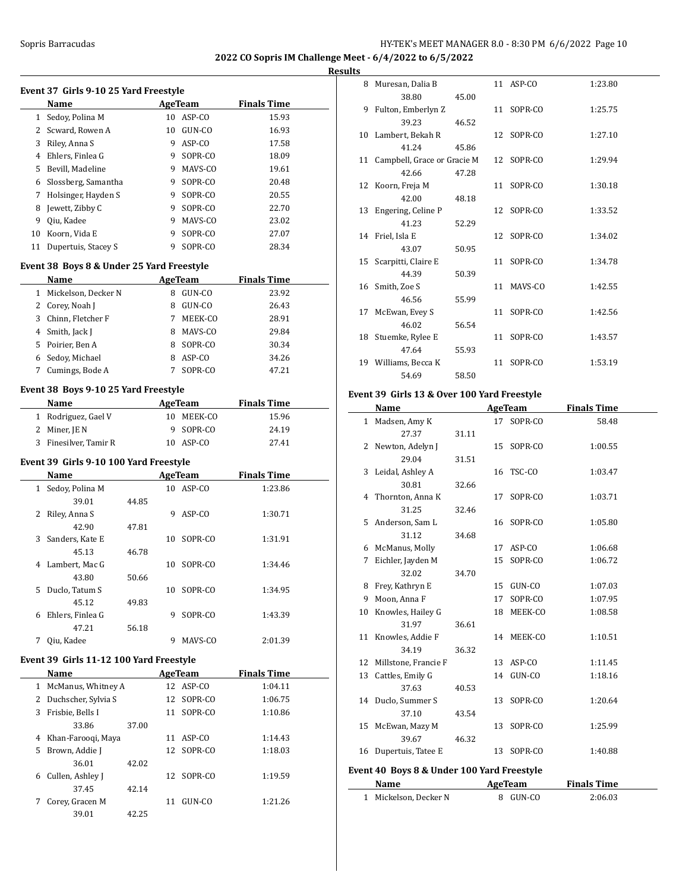**2022 CO Sopris IM Challenge Meet - 6/4/2022 to 6/5/2022**

**Results**

### Event 37 Girls 9-10 25 Yard Freestyle

| | Name | Age | Team | Finals Time |
|---|---|---|---|---|
| 1 | Sedoy, Polina M | 10 | ASP-CO | 15.93 |
| 2 | Sceward, Rowen A | 10 | GUN-CO | 16.93 |
| 3 | Riley, Anna S | 9 | ASP-CO | 17.58 |
| 4 | Ehlers, Finlea G | 9 | SOPR-CO | 18.09 |
| 5 | Bevill, Madeline | 9 | MAVS-CO | 19.61 |
| 6 | Slossberg, Samantha | 9 | SOPR-CO | 20.48 |
| 7 | Holsinger, Hayden S | 9 | SOPR-CO | 20.55 |
| 8 | Jewett, Zibby C | 9 | SOPR-CO | 22.70 |
| 9 | Qiu, Kadee | 9 | MAVS-CO | 23.02 |
| 10 | Koorn, Vida E | 9 | SOPR-CO | 27.07 |
| 11 | Dupertuis, Stacey S | 9 | SOPR-CO | 28.34 |

### Event 38 Boys 8 & Under 25 Yard Freestyle

| | Name | Age | Team | Finals Time |
|---|---|---|---|---|
| 1 | Mickelson, Decker N | 8 | GUN-CO | 23.92 |
| 2 | Corey, Noah J | 8 | GUN-CO | 26.43 |
| 3 | Chinn, Fletcher F | 7 | MEEK-CO | 28.91 |
| 4 | Smith, Jack J | 8 | MAVS-CO | 29.84 |
| 5 | Poirier, Ben A | 8 | SOPR-CO | 30.34 |
| 6 | Sedoy, Michael | 8 | ASP-CO | 34.26 |
| 7 | Cumings, Bode A | 7 | SOPR-CO | 47.21 |

### Event 38 Boys 9-10 25 Yard Freestyle

| | Name | Age | Team | Finals Time |
|---|---|---|---|---|
| 1 | Rodriguez, Gael V | 10 | MEEK-CO | 15.96 |
| 2 | Miner, JE N | 9 | SOPR-CO | 24.19 |
| 3 | Finesilver, Tamir R | 10 | ASP-CO | 27.41 |

### Event 39 Girls 9-10 100 Yard Freestyle

| | Name | | Age | Team | Finals Time |
|---|---|---|---|---|---|
| 1 | Sedoy, Polina M | | 10 | ASP-CO | 1:23.86 |
| | 39.01 | 44.85 | | | |
| 2 | Riley, Anna S | | 9 | ASP-CO | 1:30.71 |
| | 42.90 | 47.81 | | | |
| 3 | Sanders, Kate E | | 10 | SOPR-CO | 1:31.91 |
| | 45.13 | 46.78 | | | |
| 4 | Lambert, Mac G | | 10 | SOPR-CO | 1:34.46 |
| | 43.80 | 50.66 | | | |
| 5 | Duclo, Tatum S | | 10 | SOPR-CO | 1:34.95 |
| | 45.12 | 49.83 | | | |
| 6 | Ehlers, Finlea G | | 9 | SOPR-CO | 1:43.39 |
| | 47.21 | 56.18 | | | |
| 7 | Qiu, Kadee | | 9 | MAVS-CO | 2:01.39 |

### Event 39 Girls 11-12 100 Yard Freestyle

| | Name | | Age | Team | Finals Time |
|---|---|---|---|---|---|
| 1 | McManus, Whitney A | | 12 | ASP-CO | 1:04.11 |
| 2 | Duchscher, Sylvia S | | 12 | SOPR-CO | 1:06.75 |
| 3 | Frisbie, Bells I | | 11 | SOPR-CO | 1:10.86 |
| | 33.86 | 37.00 | | | |
| 4 | Khan-Farooqi, Maya | | 11 | ASP-CO | 1:14.43 |
| 5 | Brown, Addie J | | 12 | SOPR-CO | 1:18.03 |
| | 36.01 | 42.02 | | | |
| 6 | Cullen, Ashley J | | 12 | SOPR-CO | 1:19.59 |
| | 37.45 | 42.14 | | | |
| 7 | Corey, Gracen M | | 11 | GUN-CO | 1:21.26 |
| | 39.01 | 42.25 | | | |
| 8 | Muresan, Dalia B | | 11 | ASP-CO | 1:23.80 |
| | 38.80 | 45.00 | | | |
| 9 | Fulton, Emberlyn Z | | 11 | SOPR-CO | 1:25.75 |
| | 39.23 | 46.52 | | | |
| 10 | Lambert, Bekah R | | 12 | SOPR-CO | 1:27.10 |
| | 41.24 | 45.86 | | | |
| 11 | Campbell, Grace or Gracie M | | 12 | SOPR-CO | 1:29.94 |
| | 42.66 | 47.28 | | | |
| 12 | Koorn, Freja M | | 11 | SOPR-CO | 1:30.18 |
| | 42.00 | 48.18 | | | |
| 13 | Engering, Celine P | | 12 | SOPR-CO | 1:33.52 |
| | 41.23 | 52.29 | | | |
| 14 | Friel, Isla E | | 12 | SOPR-CO | 1:34.02 |
| | 43.07 | 50.95 | | | |
| 15 | Scarpitti, Claire E | | 11 | SOPR-CO | 1:34.78 |
| | 44.39 | 50.39 | | | |
| 16 | Smith, Zoe S | | 11 | MAVS-CO | 1:42.55 |
| | 46.56 | 55.99 | | | |
| 17 | McEwan, Evey S | | 11 | SOPR-CO | 1:42.56 |
| | 46.02 | 56.54 | | | |
| 18 | Stuemke, Rylee E | | 11 | SOPR-CO | 1:43.57 |
| | 47.64 | 55.93 | | | |
| 19 | Williams, Becca K | | 11 | SOPR-CO | 1:53.19 |
| | 54.69 | 58.50 | | | |

### Event 39 Girls 13 & Over 100 Yard Freestyle

| | Name | | Age | Team | Finals Time |
|---|---|---|---|---|---|
| 1 | Madsen, Amy K | | 17 | SOPR-CO | 58.48 |
| | 27.37 | 31.11 | | | |
| 2 | Newton, Adelyn J | | 15 | SOPR-CO | 1:00.55 |
| | 29.04 | 31.51 | | | |
| 3 | Leidal, Ashley A | | 16 | TSC-CO | 1:03.47 |
| | 30.81 | 32.66 | | | |
| 4 | Thornton, Anna K | | 17 | SOPR-CO | 1:03.71 |
| | 31.25 | 32.46 | | | |
| 5 | Anderson, Sam L | | 16 | SOPR-CO | 1:05.80 |
| | 31.12 | 34.68 | | | |
| 6 | McManus, Molly | | 17 | ASP-CO | 1:06.68 |
| 7 | Eichler, Jayden M | | 15 | SOPR-CO | 1:06.72 |
| | 32.02 | 34.70 | | | |
| 8 | Frey, Kathryn E | | 15 | GUN-CO | 1:07.03 |
| 9 | Moon, Anna F | | 17 | SOPR-CO | 1:07.95 |
| 10 | Knowles, Hailey G | | 18 | MEEK-CO | 1:08.58 |
| | 31.97 | 36.61 | | | |
| 11 | Knowles, Addie F | | 14 | MEEK-CO | 1:10.51 |
| | 34.19 | 36.32 | | | |
| 12 | Millstone, Francie F | | 13 | ASP-CO | 1:11.45 |
| 13 | Cattles, Emily G | | 14 | GUN-CO | 1:18.16 |
| | 37.63 | 40.53 | | | |
| 14 | Duclo, Summer S | | 13 | SOPR-CO | 1:20.64 |
| | 37.10 | 43.54 | | | |
| 15 | McEwan, Mazy M | | 13 | SOPR-CO | 1:25.99 |
| | 39.67 | 46.32 | | | |
| 16 | Dupertuis, Tatee E | | 13 | SOPR-CO | 1:40.88 |

### Event 40 Boys 8 & Under 100 Yard Freestyle

| | Name | Age | Team | Finals Time |
|---|---|---|---|---|
| 1 | Mickelson, Decker N | 8 | GUN-CO | 2:06.03 |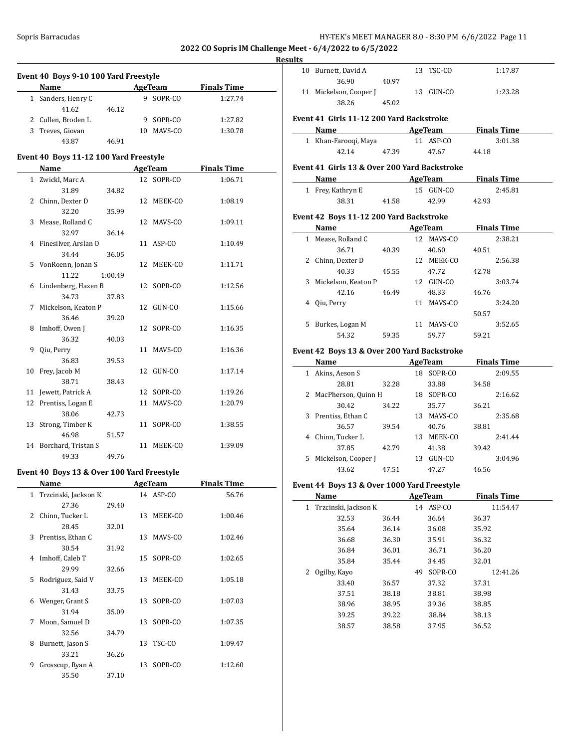## 2022 CO Sopris IM Challenge Meet - 6/4/2022 to 6/5/2022

**Results**

### Event 40 Boys 9-10 100 Yard Freestyle

| | Name | Age | Team | Finals Time |
|---|---|---|---|---|
| 1 | Sanders, Henry C | 9 | SOPR-CO | 1:27.74 |
| | 41.62 46.12 | | | |
| 2 | Cullen, Broden L | 9 | SOPR-CO | 1:27.82 |
| 3 | Treves, Giovan | 10 | MAVS-CO | 1:30.78 |
| | 43.87 46.91 | | | |

### Event 40 Boys 11-12 100 Yard Freestyle

| | Name | Age | Team | Finals Time |
|---|---|---|---|---|
| 1 | Zwickl, Marc A | 12 | SOPR-CO | 1:06.71 |
| | 31.89 34.82 | | | |
| 2 | Chinn, Dexter D | 12 | MEEK-CO | 1:08.19 |
| | 32.20 35.99 | | | |
| 3 | Mease, Rolland C | 12 | MAVS-CO | 1:09.11 |
| | 32.97 36.14 | | | |
| 4 | Finesilver, Arslan O | 11 | ASP-CO | 1:10.49 |
| | 34.44 36.05 | | | |
| 5 | VonRoenn, Jonan S | 12 | MEEK-CO | 1:11.71 |
| | 11.22 1:00.49 | | | |
| 6 | Lindenberg, Hazen B | 12 | SOPR-CO | 1:12.56 |
| | 34.73 37.83 | | | |
| 7 | Mickelson, Keaton P | 12 | GUN-CO | 1:15.66 |
| | 36.46 39.20 | | | |
| 8 | Imhoff, Owen J | 12 | SOPR-CO | 1:16.35 |
| | 36.32 40.03 | | | |
| 9 | Qiu, Perry | 11 | MAVS-CO | 1:16.36 |
| | 36.83 39.53 | | | |
| 10 | Frey, Jacob M | 12 | GUN-CO | 1:17.14 |
| | 38.71 38.43 | | | |
| 11 | Jewett, Patrick A | 12 | SOPR-CO | 1:19.26 |
| 12 | Prentiss, Logan E | 11 | MAVS-CO | 1:20.79 |
| | 38.06 42.73 | | | |
| 13 | Strong, Timber K | 11 | SOPR-CO | 1:38.55 |
| | 46.98 51.57 | | | |
| 14 | Borchard, Tristan S | 11 | MEEK-CO | 1:39.09 |
| | 49.33 49.76 | | | |

### Event 40 Boys 13 & Over 100 Yard Freestyle

| | Name | Age | Team | Finals Time |
|---|---|---|---|---|
| 1 | Trzcinski, Jackson K | 14 | ASP-CO | 56.76 |
| | 27.36 29.40 | | | |
| 2 | Chinn, Tucker L | 13 | MEEK-CO | 1:00.46 |
| | 28.45 32.01 | | | |
| 3 | Prentiss, Ethan C | 13 | MAVS-CO | 1:02.46 |
| | 30.54 31.92 | | | |
| 4 | Imhoff, Caleb T | 15 | SOPR-CO | 1:02.65 |
| | 29.99 32.66 | | | |
| 5 | Rodriguez, Said V | 13 | MEEK-CO | 1:05.18 |
| | 31.43 33.75 | | | |
| 6 | Wenger, Grant S | 13 | SOPR-CO | 1:07.03 |
| | 31.94 35.09 | | | |
| 7 | Moon, Samuel D | 13 | SOPR-CO | 1:07.35 |
| | 32.56 34.79 | | | |
| 8 | Burnett, Jason S | 13 | TSC-CO | 1:09.47 |
| | 33.21 36.26 | | | |
| 9 | Grosscup, Ryan A | 13 | SOPR-CO | 1:12.60 |
| | 35.50 37.10 | | | |
| 10 | Burnett, David A | 13 | TSC-CO | 1:17.87 |
| | 36.90 40.97 | | | |
| 11 | Mickelson, Cooper J | 13 | GUN-CO | 1:23.28 |
| | 38.26 45.02 | | | |

### Event 41 Girls 11-12 200 Yard Backstroke

| | Name | Age | Team | Finals Time |
|---|---|---|---|---|
| 1 | Khan-Farooqi, Maya | 11 | ASP-CO | 3:01.38 |
| | 42.14 47.39 47.67 44.18 | | | |

### Event 41 Girls 13 & Over 200 Yard Backstroke

| | Name | Age | Team | Finals Time |
|---|---|---|---|---|
| 1 | Frey, Kathryn E | 15 | GUN-CO | 2:45.81 |
| | 38.31 41.58 42.99 42.93 | | | |

### Event 42 Boys 11-12 200 Yard Backstroke

| | Name | Age | Team | Finals Time |
|---|---|---|---|---|
| 1 | Mease, Rolland C | 12 | MAVS-CO | 2:38.21 |
| | 36.71 40.39 40.60 40.51 | | | |
| 2 | Chinn, Dexter D | 12 | MEEK-CO | 2:56.38 |
| | 40.33 45.55 47.72 42.78 | | | |
| 3 | Mickelson, Keaton P | 12 | GUN-CO | 3:03.74 |
| | 42.16 46.49 48.33 46.76 | | | |
| 4 | Qiu, Perry | 11 | MAVS-CO | 3:24.20 |
| | 50.57 | | | |
| 5 | Burkes, Logan M | 11 | MAVS-CO | 3:52.65 |
| | 54.32 59.35 59.77 59.21 | | | |

### Event 42 Boys 13 & Over 200 Yard Backstroke

| | Name | Age | Team | Finals Time |
|---|---|---|---|---|
| 1 | Akins, Aeson S | 18 | SOPR-CO | 2:09.55 |
| | 28.81 32.28 33.88 34.58 | | | |
| 2 | MacPherson, Quinn H | 18 | SOPR-CO | 2:16.62 |
| | 30.42 34.22 35.77 36.21 | | | |
| 3 | Prentiss, Ethan C | 13 | MAVS-CO | 2:35.68 |
| | 36.57 39.54 40.76 38.81 | | | |
| 4 | Chinn, Tucker L | 13 | MEEK-CO | 2:41.44 |
| | 37.85 42.79 41.38 39.42 | | | |
| 5 | Mickelson, Cooper J | 13 | GUN-CO | 3:04.96 |
| | 43.62 47.51 47.27 46.56 | | | |

### Event 44 Boys 13 & Over 1000 Yard Freestyle

| | Name | Age | Team | Finals Time |
|---|---|---|---|---|
| 1 | Trzcinski, Jackson K | 14 | ASP-CO | 11:54.47 |
| | 32.53 36.44 36.64 36.37 | | | |
| | 35.64 36.14 36.08 35.92 | | | |
| | 36.68 36.30 35.91 36.32 | | | |
| | 36.84 36.01 36.71 36.20 | | | |
| | 35.84 35.44 34.45 32.01 | | | |
| 2 | Ogilby, Kayo | 49 | SOPR-CO | 12:41.26 |
| | 33.40 36.57 37.32 37.31 | | | |
| | 37.51 38.18 38.81 38.98 | | | |
| | 38.96 38.95 39.36 38.85 | | | |
| | 39.25 39.22 38.84 38.13 | | | |
| | 38.57 38.58 37.95 36.52 | | | |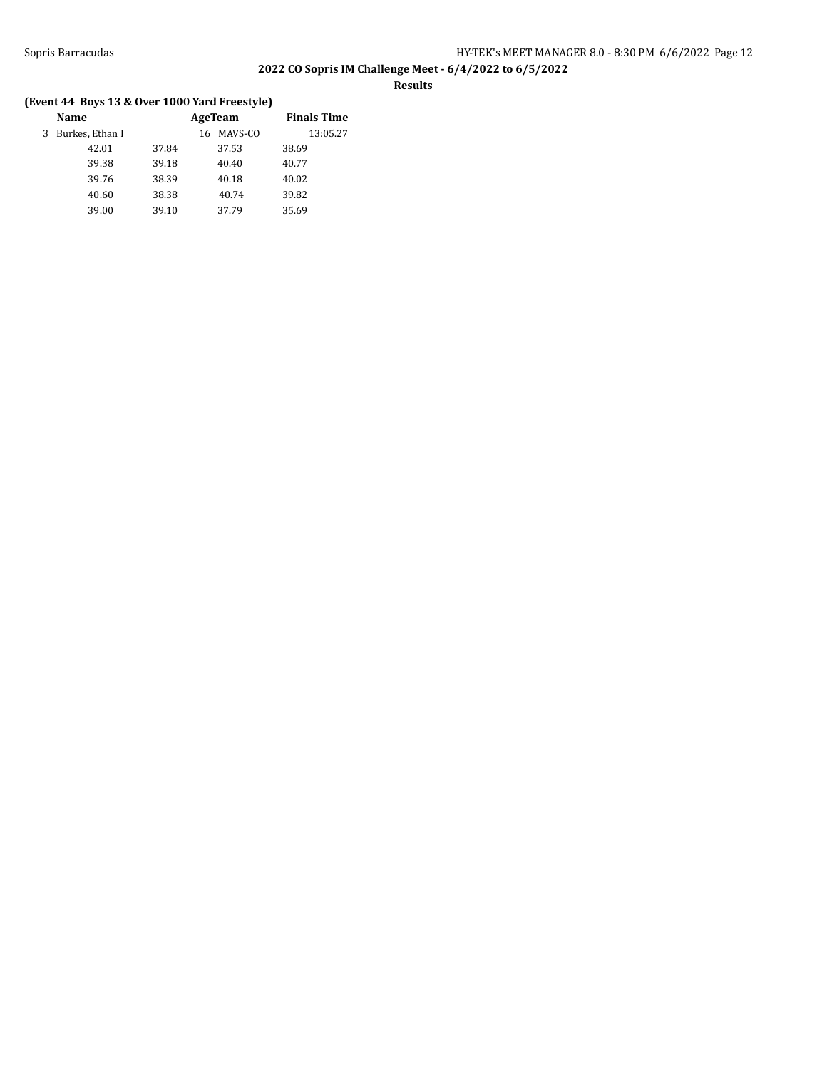**Results**

**(Event 44 Boys 13 & Over 1000 Yard Freestyle)**

| | Name | Age | Team | Finals Time |
|---|---|---|---|---|
| 3 | Burkes, Ethan I | 16 | MAVS-CO | 13:05.27 |

| | | | |
|---|---|---|---|
| 42.01 | 37.84 | 37.53 | 38.69 |
| 39.38 | 39.18 | 40.40 | 40.77 |
| 39.76 | 38.39 | 40.18 | 40.02 |
| 40.60 | 38.38 | 40.74 | 39.82 |
| 39.00 | 39.10 | 37.79 | 35.69 |